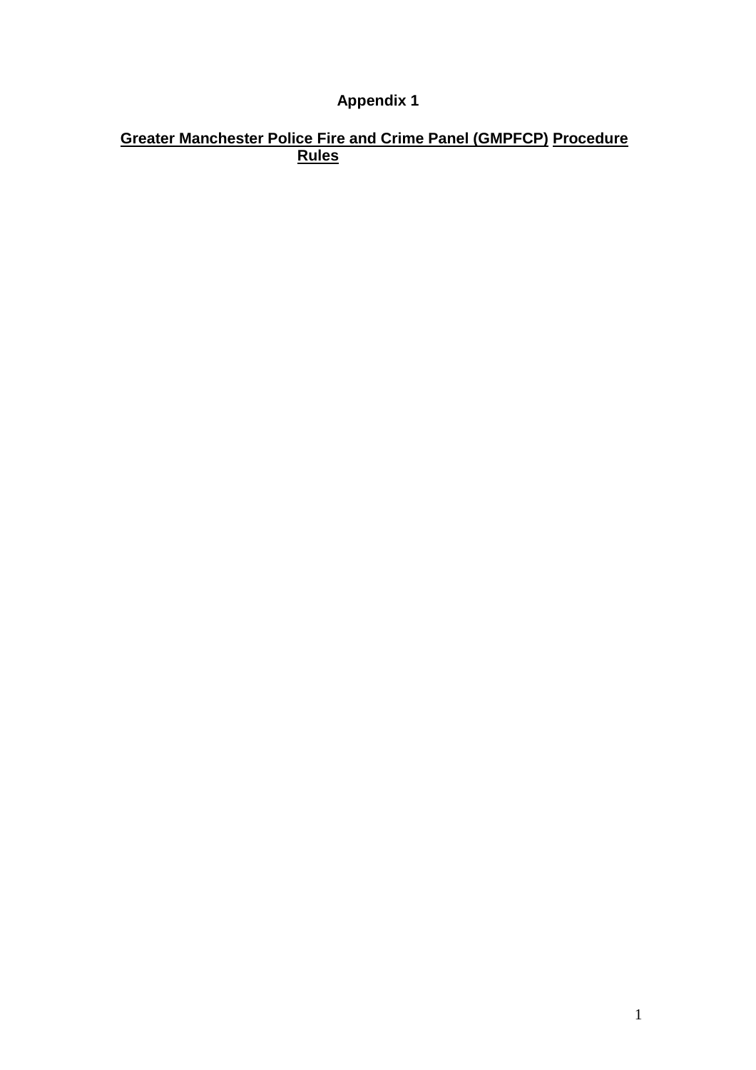**Appendix 1**

# Greater Manchester Police Fire and Crime Panel (GMPFCP) Procedure Rules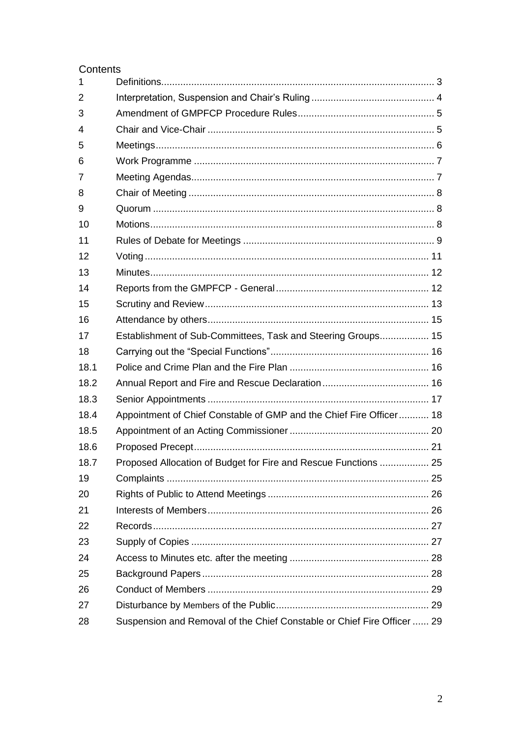# Contents

| | | |
|---|---|---|
| 1 | Definitions | 3 |
| 2 | Interpretation, Suspension and Chair's Ruling | 4 |
| 3 | Amendment of GMPFCP Procedure Rules | 5 |
| 4 | Chair and Vice-Chair | 5 |
| 5 | Meetings | 6 |
| 6 | Work Programme | 7 |
| 7 | Meeting Agendas | 7 |
| 8 | Chair of Meeting | 8 |
| 9 | Quorum | 8 |
| 10 | Motions | 8 |
| 11 | Rules of Debate for Meetings | 9 |
| 12 | Voting | 11 |
| 13 | Minutes | 12 |
| 14 | Reports from the GMPFCP - General | 12 |
| 15 | Scrutiny and Review | 13 |
| 16 | Attendance by others | 15 |
| 17 | Establishment of Sub-Committees, Task and Steering Groups | 15 |
| 18 | Carrying out the "Special Functions" | 16 |
| 18.1 | Police and Crime Plan and the Fire Plan | 16 |
| 18.2 | Annual Report and Fire and Rescue Declaration | 16 |
| 18.3 | Senior Appointments | 17 |
| 18.4 | Appointment of Chief Constable of GMP and the Chief Fire Officer | 18 |
| 18.5 | Appointment of an Acting Commissioner | 20 |
| 18.6 | Proposed Precept | 21 |
| 18.7 | Proposed Allocation of Budget for Fire and Rescue Functions | 25 |
| 19 | Complaints | 25 |
| 20 | Rights of Public to Attend Meetings | 26 |
| 21 | Interests of Members | 26 |
| 22 | Records | 27 |
| 23 | Supply of Copies | 27 |
| 24 | Access to Minutes etc. after the meeting | 28 |
| 25 | Background Papers | 28 |
| 26 | Conduct of Members | 29 |
| 27 | Disturbance by Members of the Public | 29 |
| 28 | Suspension and Removal of the Chief Constable or Chief Fire Officer | 29 |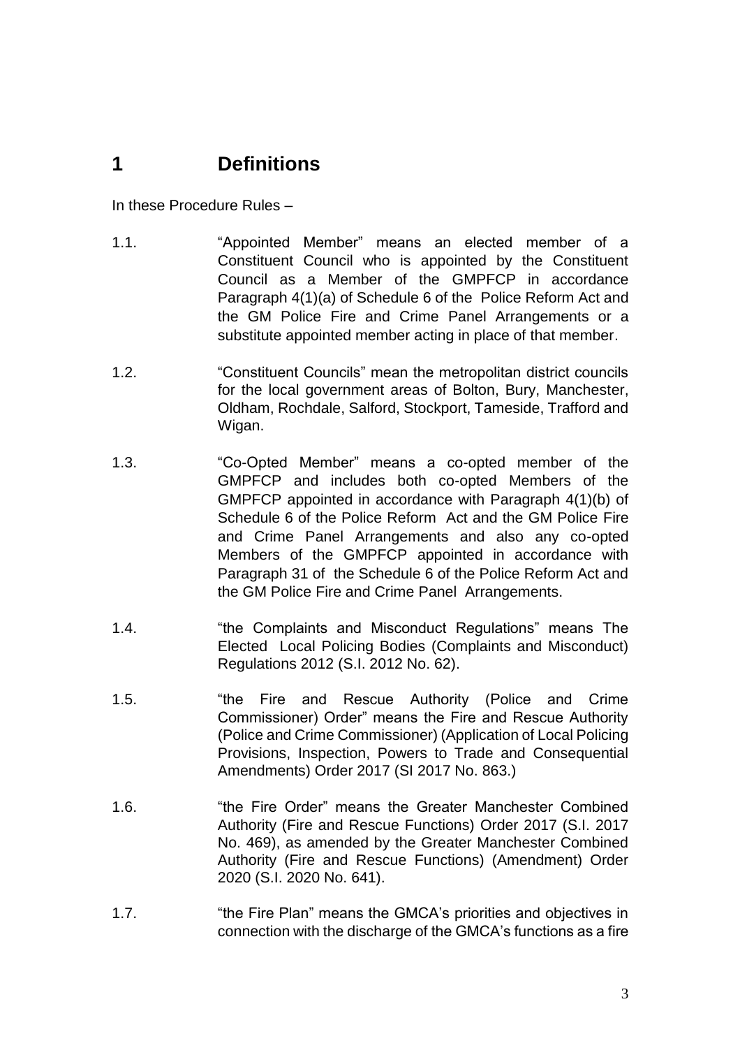# 1 Definitions

In these Procedure Rules –

1.1. "Appointed Member" means an elected member of a Constituent Council who is appointed by the Constituent Council as a Member of the GMPFCP in accordance Paragraph 4(1)(a) of Schedule 6 of the Police Reform Act and the GM Police Fire and Crime Panel Arrangements or a substitute appointed member acting in place of that member.

1.2. "Constituent Councils" mean the metropolitan district councils for the local government areas of Bolton, Bury, Manchester, Oldham, Rochdale, Salford, Stockport, Tameside, Trafford and Wigan.

1.3. "Co-Opted Member" means a co-opted member of the GMPFCP and includes both co-opted Members of the GMPFCP appointed in accordance with Paragraph 4(1)(b) of Schedule 6 of the Police Reform Act and the GM Police Fire and Crime Panel Arrangements and also any co-opted Members of the GMPFCP appointed in accordance with Paragraph 31 of the Schedule 6 of the Police Reform Act and the GM Police Fire and Crime Panel Arrangements.

1.4. "the Complaints and Misconduct Regulations" means The Elected Local Policing Bodies (Complaints and Misconduct) Regulations 2012 (S.I. 2012 No. 62).

1.5. "the Fire and Rescue Authority (Police and Crime Commissioner) Order" means the Fire and Rescue Authority (Police and Crime Commissioner) (Application of Local Policing Provisions, Inspection, Powers to Trade and Consequential Amendments) Order 2017 (SI 2017 No. 863.)

1.6. "the Fire Order" means the Greater Manchester Combined Authority (Fire and Rescue Functions) Order 2017 (S.I. 2017 No. 469), as amended by the Greater Manchester Combined Authority (Fire and Rescue Functions) (Amendment) Order 2020 (S.I. 2020 No. 641).

1.7. "the Fire Plan" means the GMCA's priorities and objectives in connection with the discharge of the GMCA's functions as a fire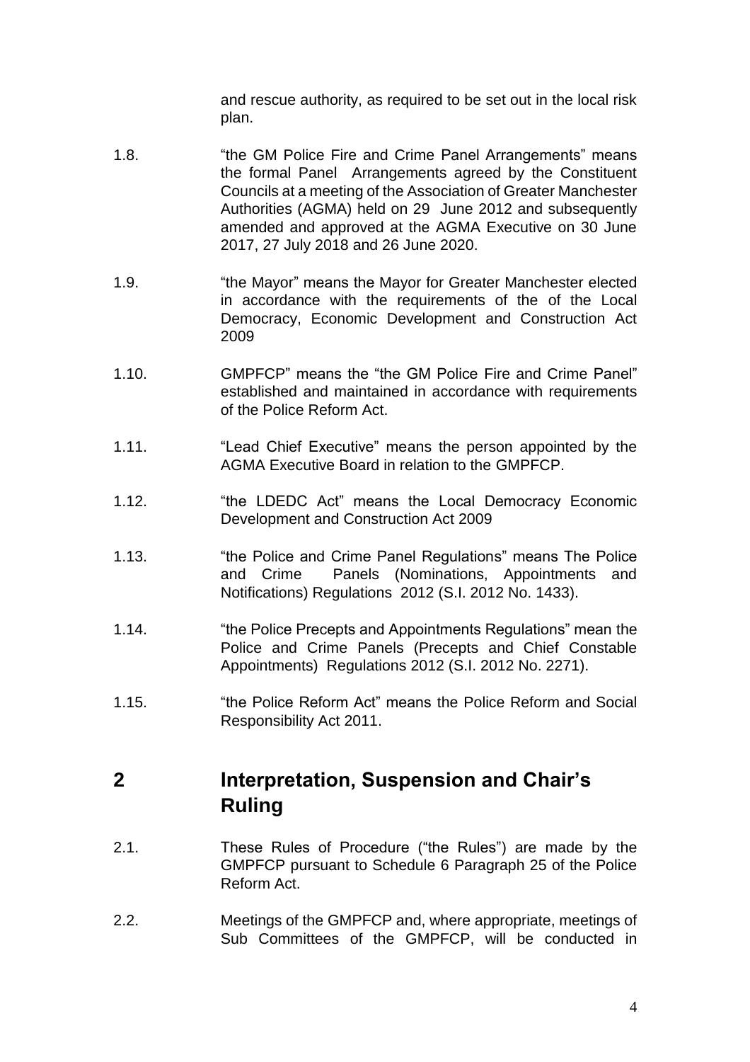and rescue authority, as required to be set out in the local risk plan.

1.8. "the GM Police Fire and Crime Panel Arrangements" means the formal Panel Arrangements agreed by the Constituent Councils at a meeting of the Association of Greater Manchester Authorities (AGMA) held on 29 June 2012 and subsequently amended and approved at the AGMA Executive on 30 June 2017, 27 July 2018 and 26 June 2020.

1.9. "the Mayor" means the Mayor for Greater Manchester elected in accordance with the requirements of the of the Local Democracy, Economic Development and Construction Act 2009

1.10. GMPFCP" means the "the GM Police Fire and Crime Panel" established and maintained in accordance with requirements of the Police Reform Act.

1.11. "Lead Chief Executive" means the person appointed by the AGMA Executive Board in relation to the GMPFCP.

1.12. "the LDEDC Act" means the Local Democracy Economic Development and Construction Act 2009

1.13. "the Police and Crime Panel Regulations" means The Police and Crime Panels (Nominations, Appointments and Notifications) Regulations 2012 (S.I. 2012 No. 1433).

1.14. "the Police Precepts and Appointments Regulations" mean the Police and Crime Panels (Precepts and Chief Constable Appointments) Regulations 2012 (S.I. 2012 No. 2271).

1.15. "the Police Reform Act" means the Police Reform and Social Responsibility Act 2011.

## 2 Interpretation, Suspension and Chair's Ruling

2.1. These Rules of Procedure ("the Rules") are made by the GMPFCP pursuant to Schedule 6 Paragraph 25 of the Police Reform Act.

2.2. Meetings of the GMPFCP and, where appropriate, meetings of Sub Committees of the GMPFCP, will be conducted in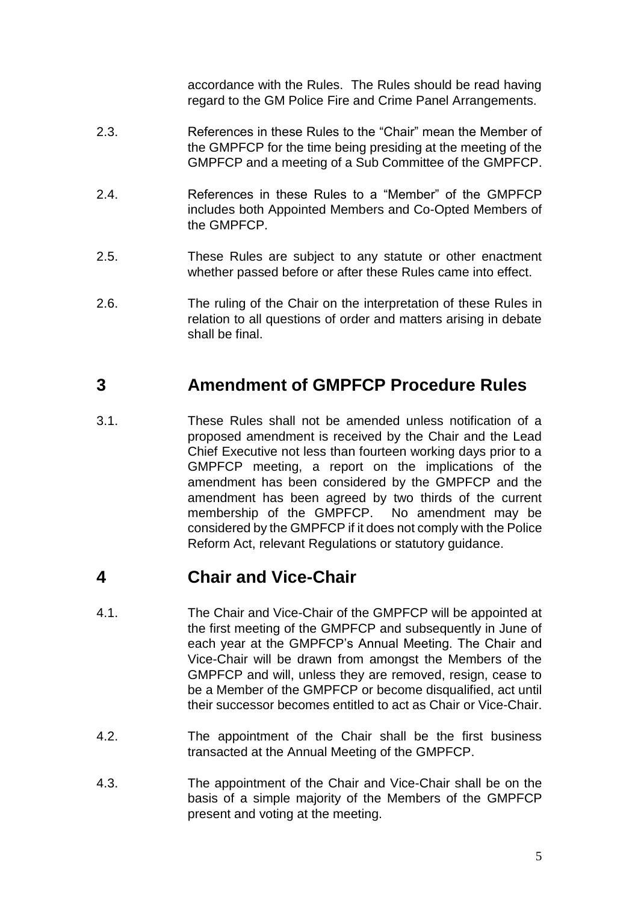accordance with the Rules. The Rules should be read having regard to the GM Police Fire and Crime Panel Arrangements.

2.3. References in these Rules to the "Chair" mean the Member of the GMPFCP for the time being presiding at the meeting of the GMPFCP and a meeting of a Sub Committee of the GMPFCP.

2.4. References in these Rules to a "Member" of the GMPFCP includes both Appointed Members and Co-Opted Members of the GMPFCP.

2.5. These Rules are subject to any statute or other enactment whether passed before or after these Rules came into effect.

2.6. The ruling of the Chair on the interpretation of these Rules in relation to all questions of order and matters arising in debate shall be final.

## 3 Amendment of GMPFCP Procedure Rules

3.1. These Rules shall not be amended unless notification of a proposed amendment is received by the Chair and the Lead Chief Executive not less than fourteen working days prior to a GMPFCP meeting, a report on the implications of the amendment has been considered by the GMPFCP and the amendment has been agreed by two thirds of the current membership of the GMPFCP. No amendment may be considered by the GMPFCP if it does not comply with the Police Reform Act, relevant Regulations or statutory guidance.

## 4 Chair and Vice-Chair

4.1. The Chair and Vice-Chair of the GMPFCP will be appointed at the first meeting of the GMPFCP and subsequently in June of each year at the GMPFCP's Annual Meeting. The Chair and Vice-Chair will be drawn from amongst the Members of the GMPFCP and will, unless they are removed, resign, cease to be a Member of the GMPFCP or become disqualified, act until their successor becomes entitled to act as Chair or Vice-Chair.

4.2. The appointment of the Chair shall be the first business transacted at the Annual Meeting of the GMPFCP.

4.3. The appointment of the Chair and Vice-Chair shall be on the basis of a simple majority of the Members of the GMPFCP present and voting at the meeting.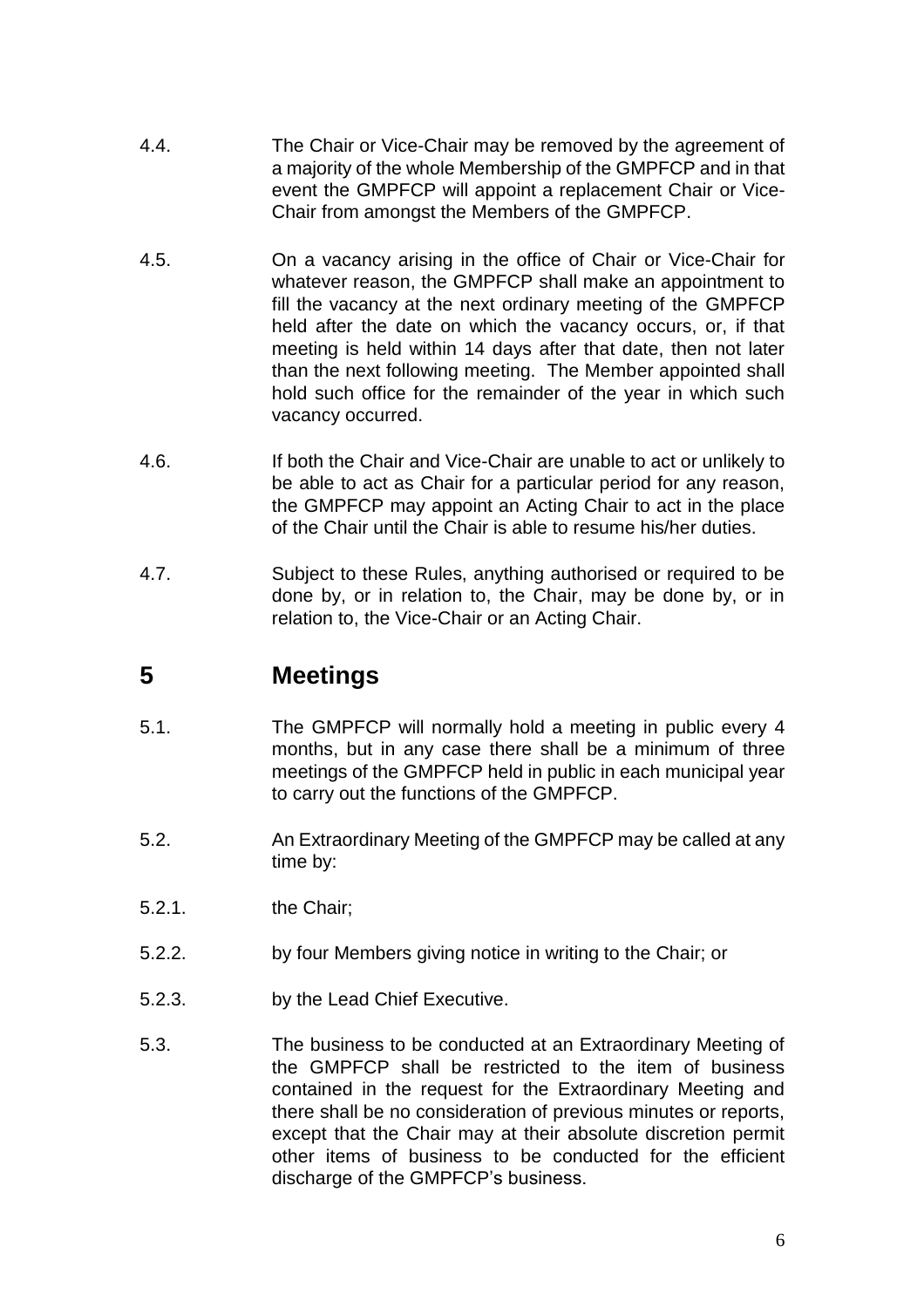4.4. The Chair or Vice-Chair may be removed by the agreement of a majority of the whole Membership of the GMPFCP and in that event the GMPFCP will appoint a replacement Chair or Vice-Chair from amongst the Members of the GMPFCP.

4.5. On a vacancy arising in the office of Chair or Vice-Chair for whatever reason, the GMPFCP shall make an appointment to fill the vacancy at the next ordinary meeting of the GMPFCP held after the date on which the vacancy occurs, or, if that meeting is held within 14 days after that date, then not later than the next following meeting. The Member appointed shall hold such office for the remainder of the year in which such vacancy occurred.

4.6. If both the Chair and Vice-Chair are unable to act or unlikely to be able to act as Chair for a particular period for any reason, the GMPFCP may appoint an Acting Chair to act in the place of the Chair until the Chair is able to resume his/her duties.

4.7. Subject to these Rules, anything authorised or required to be done by, or in relation to, the Chair, may be done by, or in relation to, the Vice-Chair or an Acting Chair.

## 5 Meetings

5.1. The GMPFCP will normally hold a meeting in public every 4 months, but in any case there shall be a minimum of three meetings of the GMPFCP held in public in each municipal year to carry out the functions of the GMPFCP.

5.2. An Extraordinary Meeting of the GMPFCP may be called at any time by:

5.2.1. the Chair;

5.2.2. by four Members giving notice in writing to the Chair; or

5.2.3. by the Lead Chief Executive.

5.3. The business to be conducted at an Extraordinary Meeting of the GMPFCP shall be restricted to the item of business contained in the request for the Extraordinary Meeting and there shall be no consideration of previous minutes or reports, except that the Chair may at their absolute discretion permit other items of business to be conducted for the efficient discharge of the GMPFCP's business.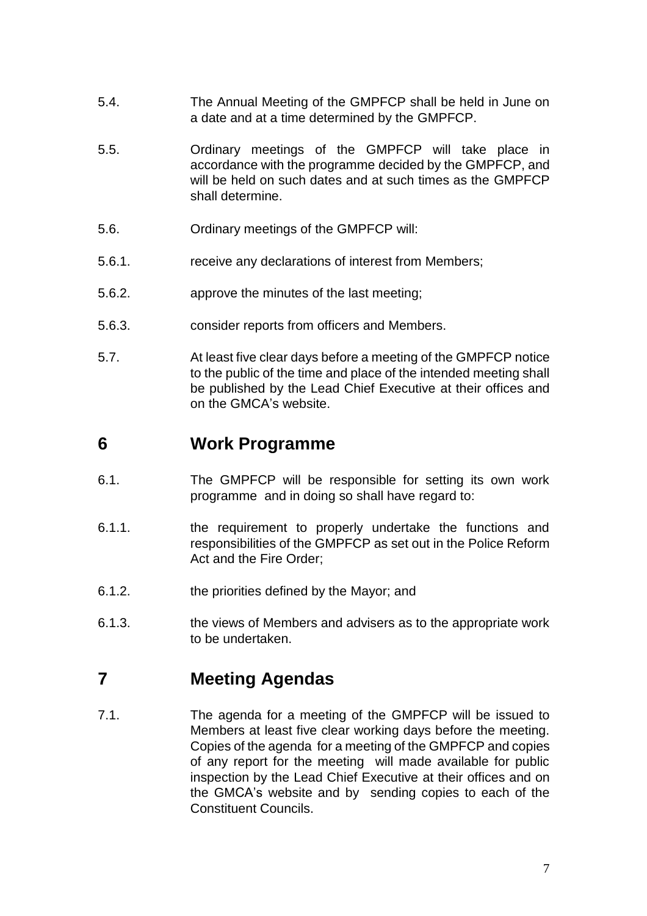5.4. The Annual Meeting of the GMPFCP shall be held in June on a date and at a time determined by the GMPFCP.

5.5. Ordinary meetings of the GMPFCP will take place in accordance with the programme decided by the GMPFCP, and will be held on such dates and at such times as the GMPFCP shall determine.

5.6. Ordinary meetings of the GMPFCP will:

5.6.1. receive any declarations of interest from Members;

5.6.2. approve the minutes of the last meeting;

5.6.3. consider reports from officers and Members.

5.7. At least five clear days before a meeting of the GMPFCP notice to the public of the time and place of the intended meeting shall be published by the Lead Chief Executive at their offices and on the GMCA's website.

## 6 Work Programme

6.1. The GMPFCP will be responsible for setting its own work programme and in doing so shall have regard to:

6.1.1. the requirement to properly undertake the functions and responsibilities of the GMPFCP as set out in the Police Reform Act and the Fire Order;

6.1.2. the priorities defined by the Mayor; and

6.1.3. the views of Members and advisers as to the appropriate work to be undertaken.

## 7 Meeting Agendas

7.1. The agenda for a meeting of the GMPFCP will be issued to Members at least five clear working days before the meeting. Copies of the agenda for a meeting of the GMPFCP and copies of any report for the meeting will made available for public inspection by the Lead Chief Executive at their offices and on the GMCA's website and by sending copies to each of the Constituent Councils.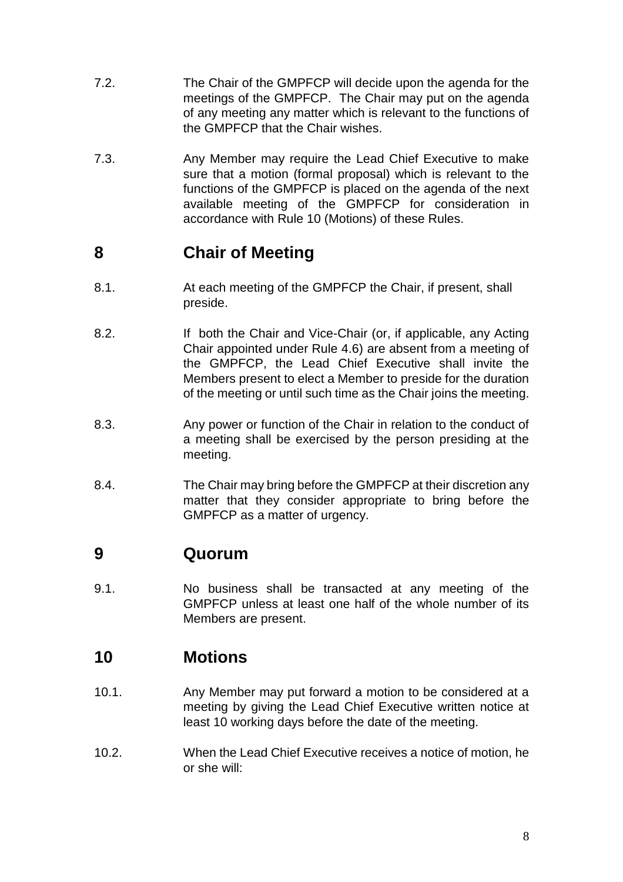7.2. The Chair of the GMPFCP will decide upon the agenda for the meetings of the GMPFCP. The Chair may put on the agenda of any meeting any matter which is relevant to the functions of the GMPFCP that the Chair wishes.

7.3. Any Member may require the Lead Chief Executive to make sure that a motion (formal proposal) which is relevant to the functions of the GMPFCP is placed on the agenda of the next available meeting of the GMPFCP for consideration in accordance with Rule 10 (Motions) of these Rules.

## 8 Chair of Meeting

8.1. At each meeting of the GMPFCP the Chair, if present, shall preside.

8.2. If both the Chair and Vice-Chair (or, if applicable, any Acting Chair appointed under Rule 4.6) are absent from a meeting of the GMPFCP, the Lead Chief Executive shall invite the Members present to elect a Member to preside for the duration of the meeting or until such time as the Chair joins the meeting.

8.3. Any power or function of the Chair in relation to the conduct of a meeting shall be exercised by the person presiding at the meeting.

8.4. The Chair may bring before the GMPFCP at their discretion any matter that they consider appropriate to bring before the GMPFCP as a matter of urgency.

## 9 Quorum

9.1. No business shall be transacted at any meeting of the GMPFCP unless at least one half of the whole number of its Members are present.

## 10 Motions

10.1. Any Member may put forward a motion to be considered at a meeting by giving the Lead Chief Executive written notice at least 10 working days before the date of the meeting.

10.2. When the Lead Chief Executive receives a notice of motion, he or she will: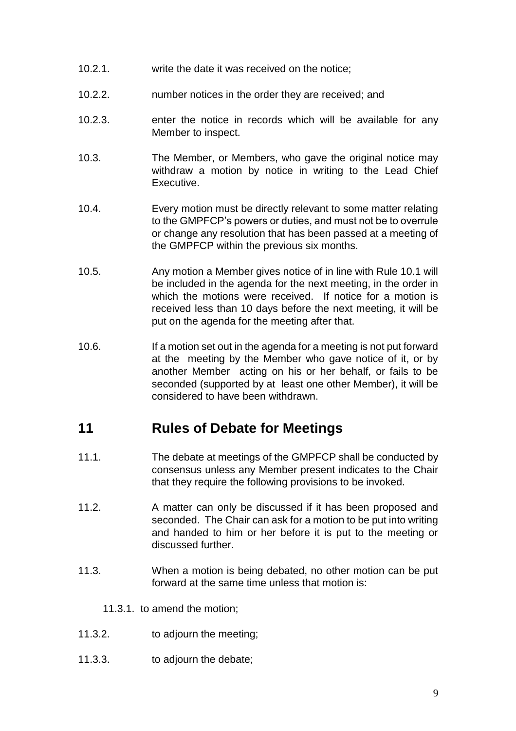10.2.1. write the date it was received on the notice;

10.2.2. number notices in the order they are received; and

10.2.3. enter the notice in records which will be available for any Member to inspect.

10.3. The Member, or Members, who gave the original notice may withdraw a motion by notice in writing to the Lead Chief Executive.

10.4. Every motion must be directly relevant to some matter relating to the GMPFCP's powers or duties, and must not be to overrule or change any resolution that has been passed at a meeting of the GMPFCP within the previous six months.

10.5. Any motion a Member gives notice of in line with Rule 10.1 will be included in the agenda for the next meeting, in the order in which the motions were received. If notice for a motion is received less than 10 days before the next meeting, it will be put on the agenda for the meeting after that.

10.6. If a motion set out in the agenda for a meeting is not put forward at the meeting by the Member who gave notice of it, or by another Member acting on his or her behalf, or fails to be seconded (supported by at least one other Member), it will be considered to have been withdrawn.

## 11 Rules of Debate for Meetings

11.1. The debate at meetings of the GMPFCP shall be conducted by consensus unless any Member present indicates to the Chair that they require the following provisions to be invoked.

11.2. A matter can only be discussed if it has been proposed and seconded. The Chair can ask for a motion to be put into writing and handed to him or her before it is put to the meeting or discussed further.

11.3. When a motion is being debated, no other motion can be put forward at the same time unless that motion is:

11.3.1. to amend the motion;

11.3.2. to adjourn the meeting;

11.3.3. to adjourn the debate;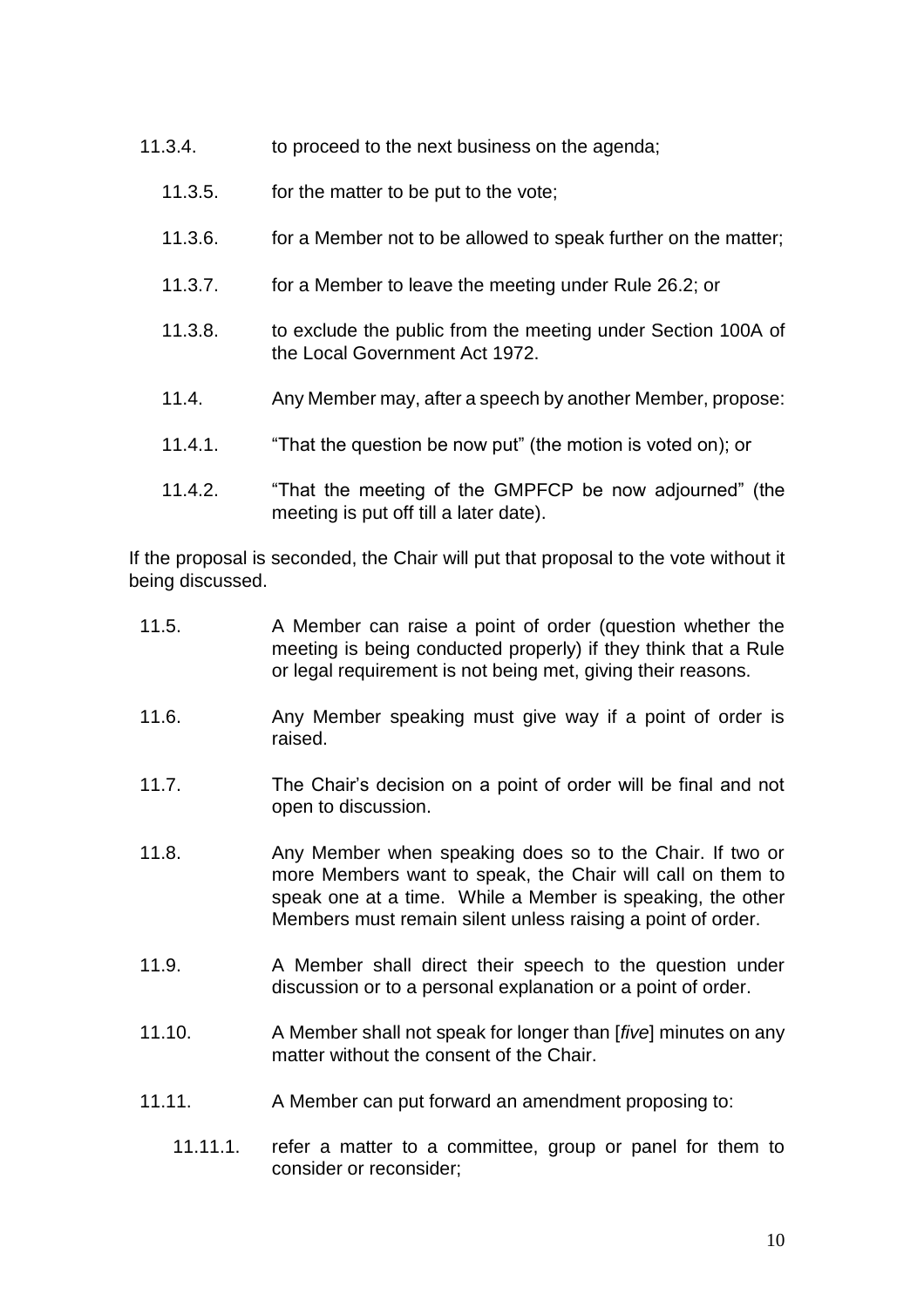11.3.4. to proceed to the next business on the agenda;

11.3.5. for the matter to be put to the vote;

11.3.6. for a Member not to be allowed to speak further on the matter;

11.3.7. for a Member to leave the meeting under Rule 26.2; or

11.3.8. to exclude the public from the meeting under Section 100A of the Local Government Act 1972.

11.4. Any Member may, after a speech by another Member, propose:

11.4.1. "That the question be now put" (the motion is voted on); or

11.4.2. "That the meeting of the GMPFCP be now adjourned" (the meeting is put off till a later date).

If the proposal is seconded, the Chair will put that proposal to the vote without it being discussed.

11.5. A Member can raise a point of order (question whether the meeting is being conducted properly) if they think that a Rule or legal requirement is not being met, giving their reasons.

11.6. Any Member speaking must give way if a point of order is raised.

11.7. The Chair's decision on a point of order will be final and not open to discussion.

11.8. Any Member when speaking does so to the Chair. If two or more Members want to speak, the Chair will call on them to speak one at a time. While a Member is speaking, the other Members must remain silent unless raising a point of order.

11.9. A Member shall direct their speech to the question under discussion or to a personal explanation or a point of order.

11.10. A Member shall not speak for longer than [*five*] minutes on any matter without the consent of the Chair.

11.11. A Member can put forward an amendment proposing to:

11.11.1. refer a matter to a committee, group or panel for them to consider or reconsider;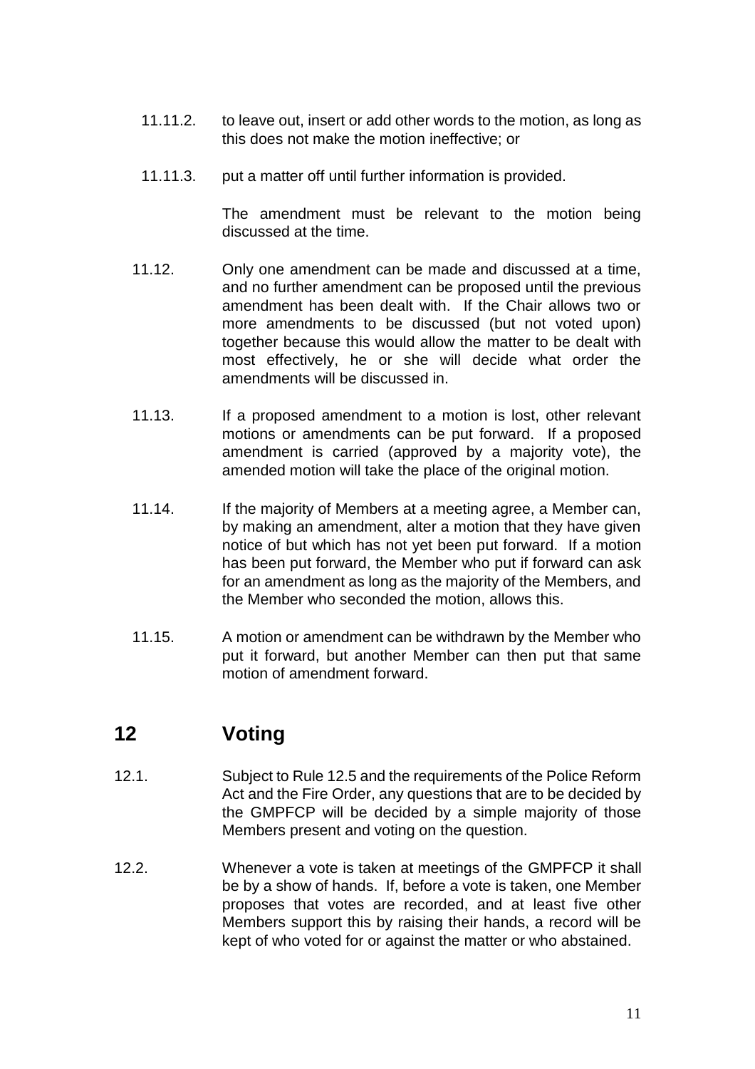11.11.2. to leave out, insert or add other words to the motion, as long as this does not make the motion ineffective; or

11.11.3. put a matter off until further information is provided.

The amendment must be relevant to the motion being discussed at the time.

11.12. Only one amendment can be made and discussed at a time, and no further amendment can be proposed until the previous amendment has been dealt with. If the Chair allows two or more amendments to be discussed (but not voted upon) together because this would allow the matter to be dealt with most effectively, he or she will decide what order the amendments will be discussed in.

11.13. If a proposed amendment to a motion is lost, other relevant motions or amendments can be put forward. If a proposed amendment is carried (approved by a majority vote), the amended motion will take the place of the original motion.

11.14. If the majority of Members at a meeting agree, a Member can, by making an amendment, alter a motion that they have given notice of but which has not yet been put forward. If a motion has been put forward, the Member who put if forward can ask for an amendment as long as the majority of the Members, and the Member who seconded the motion, allows this.

11.15. A motion or amendment can be withdrawn by the Member who put it forward, but another Member can then put that same motion of amendment forward.

## 12 Voting

12.1. Subject to Rule 12.5 and the requirements of the Police Reform Act and the Fire Order, any questions that are to be decided by the GMPFCP will be decided by a simple majority of those Members present and voting on the question.

12.2. Whenever a vote is taken at meetings of the GMPFCP it shall be by a show of hands. If, before a vote is taken, one Member proposes that votes are recorded, and at least five other Members support this by raising their hands, a record will be kept of who voted for or against the matter or who abstained.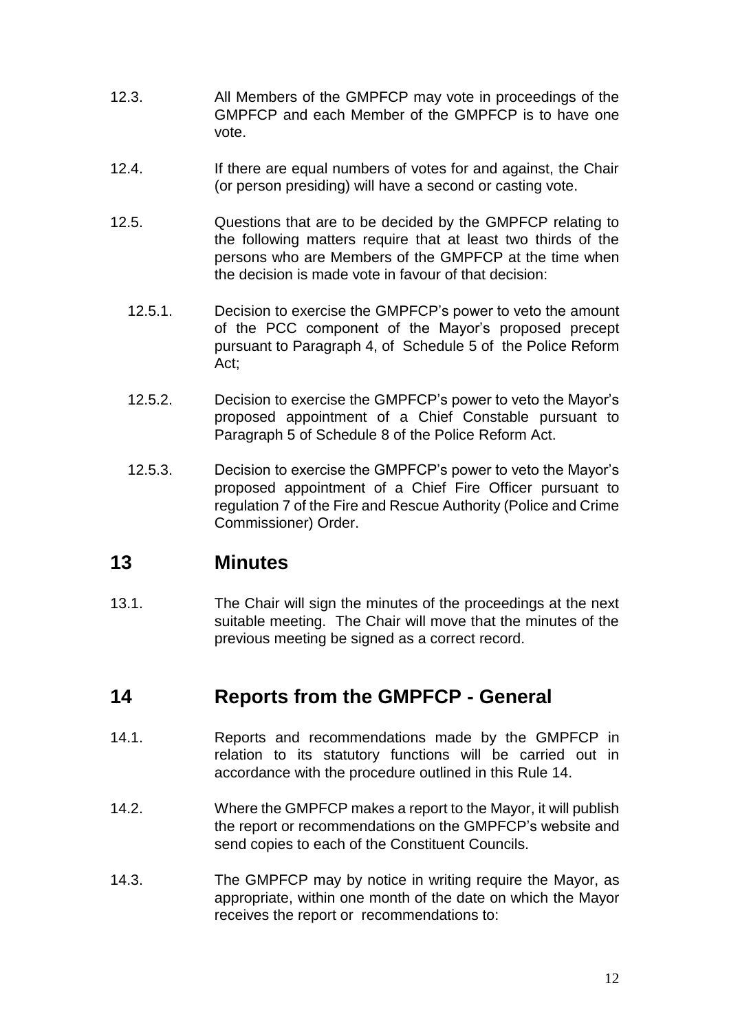12.3. All Members of the GMPFCP may vote in proceedings of the GMPFCP and each Member of the GMPFCP is to have one vote.

12.4. If there are equal numbers of votes for and against, the Chair (or person presiding) will have a second or casting vote.

12.5. Questions that are to be decided by the GMPFCP relating to the following matters require that at least two thirds of the persons who are Members of the GMPFCP at the time when the decision is made vote in favour of that decision:

12.5.1. Decision to exercise the GMPFCP's power to veto the amount of the PCC component of the Mayor's proposed precept pursuant to Paragraph 4, of Schedule 5 of the Police Reform Act;

12.5.2. Decision to exercise the GMPFCP's power to veto the Mayor's proposed appointment of a Chief Constable pursuant to Paragraph 5 of Schedule 8 of the Police Reform Act.

12.5.3. Decision to exercise the GMPFCP's power to veto the Mayor's proposed appointment of a Chief Fire Officer pursuant to regulation 7 of the Fire and Rescue Authority (Police and Crime Commissioner) Order.

# 13 Minutes

13.1. The Chair will sign the minutes of the proceedings at the next suitable meeting. The Chair will move that the minutes of the previous meeting be signed as a correct record.

# 14 Reports from the GMPFCP - General

14.1. Reports and recommendations made by the GMPFCP in relation to its statutory functions will be carried out in accordance with the procedure outlined in this Rule 14.

14.2. Where the GMPFCP makes a report to the Mayor, it will publish the report or recommendations on the GMPFCP's website and send copies to each of the Constituent Councils.

14.3. The GMPFCP may by notice in writing require the Mayor, as appropriate, within one month of the date on which the Mayor receives the report or recommendations to: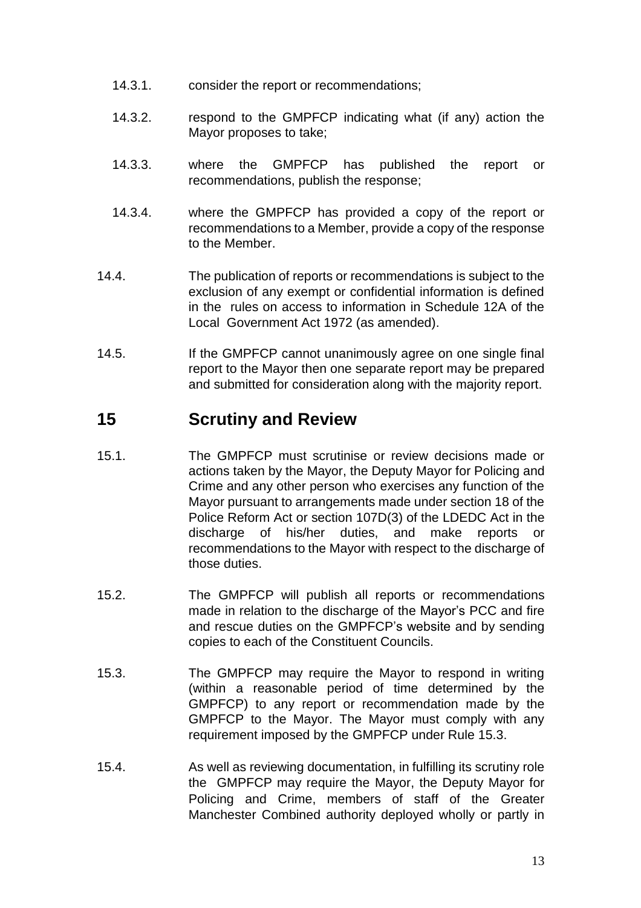14.3.1. consider the report or recommendations;

14.3.2. respond to the GMPFCP indicating what (if any) action the Mayor proposes to take;

14.3.3. where the GMPFCP has published the report or recommendations, publish the response;

14.3.4. where the GMPFCP has provided a copy of the report or recommendations to a Member, provide a copy of the response to the Member.

14.4. The publication of reports or recommendations is subject to the exclusion of any exempt or confidential information is defined in the rules on access to information in Schedule 12A of the Local Government Act 1972 (as amended).

14.5. If the GMPFCP cannot unanimously agree on one single final report to the Mayor then one separate report may be prepared and submitted for consideration along with the majority report.

## 15 Scrutiny and Review

15.1. The GMPFCP must scrutinise or review decisions made or actions taken by the Mayor, the Deputy Mayor for Policing and Crime and any other person who exercises any function of the Mayor pursuant to arrangements made under section 18 of the Police Reform Act or section 107D(3) of the LDEDC Act in the discharge of his/her duties, and make reports or recommendations to the Mayor with respect to the discharge of those duties.

15.2. The GMPFCP will publish all reports or recommendations made in relation to the discharge of the Mayor's PCC and fire and rescue duties on the GMPFCP's website and by sending copies to each of the Constituent Councils.

15.3. The GMPFCP may require the Mayor to respond in writing (within a reasonable period of time determined by the GMPFCP) to any report or recommendation made by the GMPFCP to the Mayor. The Mayor must comply with any requirement imposed by the GMPFCP under Rule 15.3.

15.4. As well as reviewing documentation, in fulfilling its scrutiny role the GMPFCP may require the Mayor, the Deputy Mayor for Policing and Crime, members of staff of the Greater Manchester Combined authority deployed wholly or partly in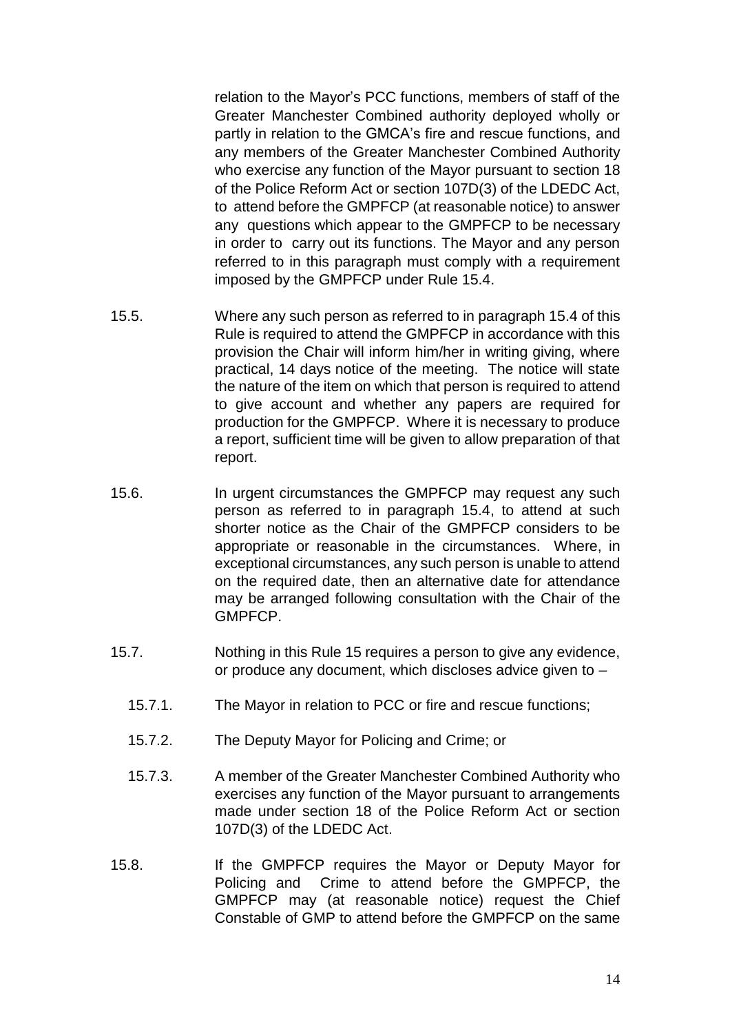relation to the Mayor's PCC functions, members of staff of the Greater Manchester Combined authority deployed wholly or partly in relation to the GMCA's fire and rescue functions, and any members of the Greater Manchester Combined Authority who exercise any function of the Mayor pursuant to section 18 of the Police Reform Act or section 107D(3) of the LDEDC Act, to attend before the GMPFCP (at reasonable notice) to answer any questions which appear to the GMPFCP to be necessary in order to carry out its functions. The Mayor and any person referred to in this paragraph must comply with a requirement imposed by the GMPFCP under Rule 15.4.

15.5. Where any such person as referred to in paragraph 15.4 of this Rule is required to attend the GMPFCP in accordance with this provision the Chair will inform him/her in writing giving, where practical, 14 days notice of the meeting. The notice will state the nature of the item on which that person is required to attend to give account and whether any papers are required for production for the GMPFCP. Where it is necessary to produce a report, sufficient time will be given to allow preparation of that report.

15.6. In urgent circumstances the GMPFCP may request any such person as referred to in paragraph 15.4, to attend at such shorter notice as the Chair of the GMPFCP considers to be appropriate or reasonable in the circumstances. Where, in exceptional circumstances, any such person is unable to attend on the required date, then an alternative date for attendance may be arranged following consultation with the Chair of the GMPFCP.

15.7. Nothing in this Rule 15 requires a person to give any evidence, or produce any document, which discloses advice given to –

- 15.7.1. The Mayor in relation to PCC or fire and rescue functions;
- 15.7.2. The Deputy Mayor for Policing and Crime; or
- 15.7.3. A member of the Greater Manchester Combined Authority who exercises any function of the Mayor pursuant to arrangements made under section 18 of the Police Reform Act or section 107D(3) of the LDEDC Act.

15.8. If the GMPFCP requires the Mayor or Deputy Mayor for Policing and Crime to attend before the GMPFCP, the GMPFCP may (at reasonable notice) request the Chief Constable of GMP to attend before the GMPFCP on the same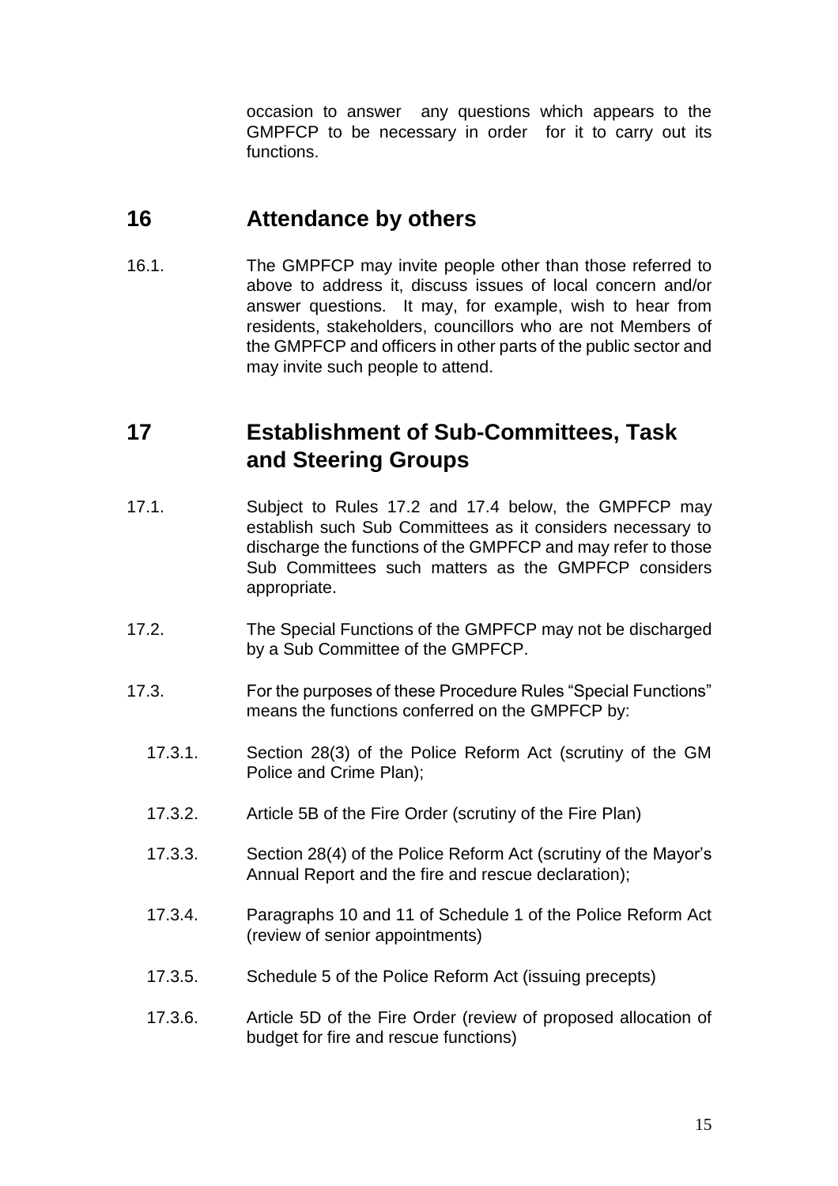occasion to answer any questions which appears to the GMPFCP to be necessary in order for it to carry out its functions.

## 16 Attendance by others

16.1. The GMPFCP may invite people other than those referred to above to address it, discuss issues of local concern and/or answer questions. It may, for example, wish to hear from residents, stakeholders, councillors who are not Members of the GMPFCP and officers in other parts of the public sector and may invite such people to attend.

## 17 Establishment of Sub-Committees, Task and Steering Groups

17.1. Subject to Rules 17.2 and 17.4 below, the GMPFCP may establish such Sub Committees as it considers necessary to discharge the functions of the GMPFCP and may refer to those Sub Committees such matters as the GMPFCP considers appropriate.

17.2. The Special Functions of the GMPFCP may not be discharged by a Sub Committee of the GMPFCP.

17.3. For the purposes of these Procedure Rules "Special Functions" means the functions conferred on the GMPFCP by:

- 17.3.1. Section 28(3) of the Police Reform Act (scrutiny of the GM Police and Crime Plan);
- 17.3.2. Article 5B of the Fire Order (scrutiny of the Fire Plan)
- 17.3.3. Section 28(4) of the Police Reform Act (scrutiny of the Mayor's Annual Report and the fire and rescue declaration);
- 17.3.4. Paragraphs 10 and 11 of Schedule 1 of the Police Reform Act (review of senior appointments)
- 17.3.5. Schedule 5 of the Police Reform Act (issuing precepts)
- 17.3.6. Article 5D of the Fire Order (review of proposed allocation of budget for fire and rescue functions)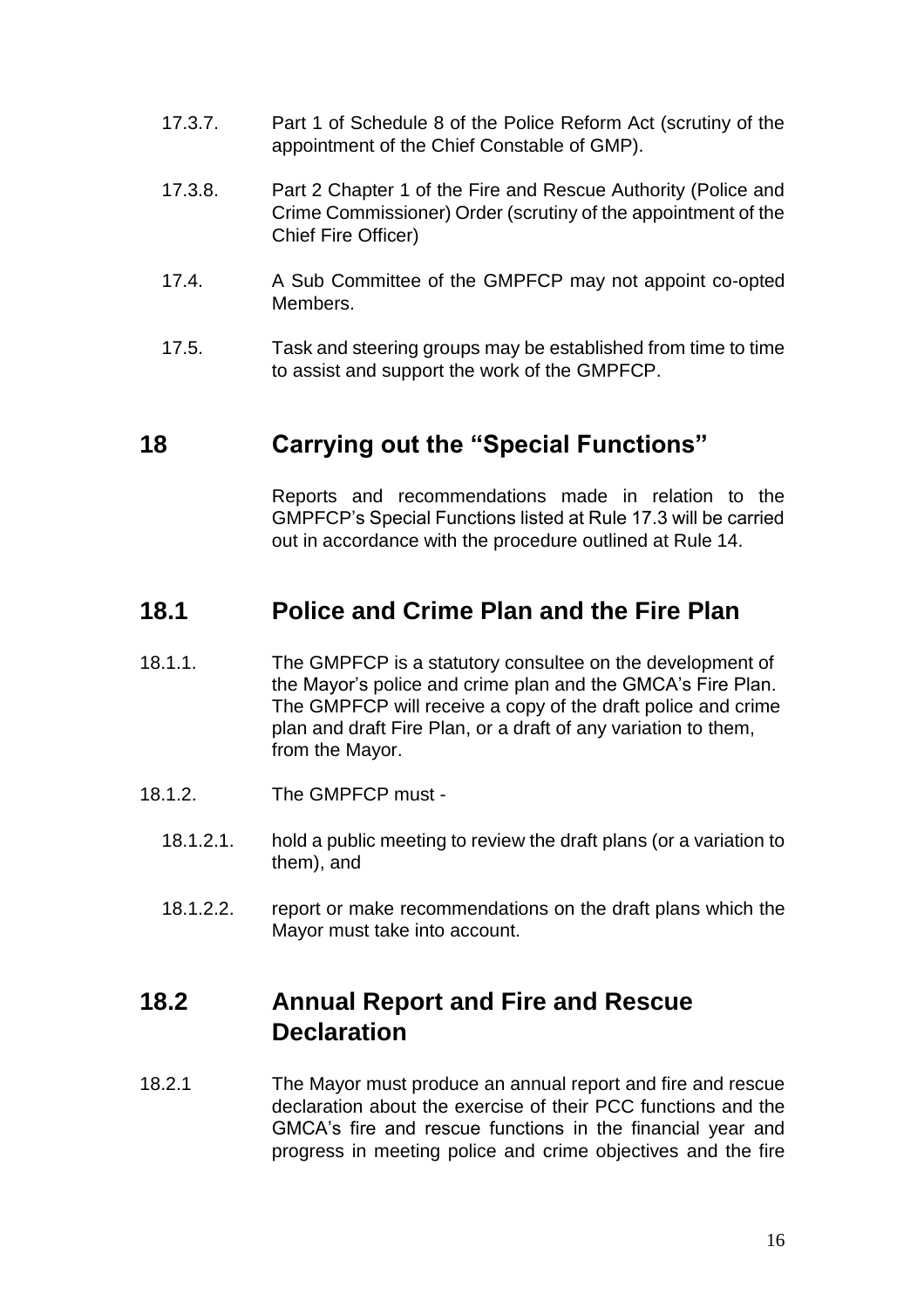17.3.7. Part 1 of Schedule 8 of the Police Reform Act (scrutiny of the appointment of the Chief Constable of GMP).

17.3.8. Part 2 Chapter 1 of the Fire and Rescue Authority (Police and Crime Commissioner) Order (scrutiny of the appointment of the Chief Fire Officer)

17.4. A Sub Committee of the GMPFCP may not appoint co-opted Members.

17.5. Task and steering groups may be established from time to time to assist and support the work of the GMPFCP.

## 18 Carrying out the "Special Functions"

Reports and recommendations made in relation to the GMPFCP's Special Functions listed at Rule 17.3 will be carried out in accordance with the procedure outlined at Rule 14.

## 18.1 Police and Crime Plan and the Fire Plan

18.1.1. The GMPFCP is a statutory consultee on the development of the Mayor's police and crime plan and the GMCA's Fire Plan. The GMPFCP will receive a copy of the draft police and crime plan and draft Fire Plan, or a draft of any variation to them, from the Mayor.

18.1.2. The GMPFCP must -

18.1.2.1. hold a public meeting to review the draft plans (or a variation to them), and

18.1.2.2. report or make recommendations on the draft plans which the Mayor must take into account.

## 18.2 Annual Report and Fire and Rescue Declaration

18.2.1 The Mayor must produce an annual report and fire and rescue declaration about the exercise of their PCC functions and the GMCA's fire and rescue functions in the financial year and progress in meeting police and crime objectives and the fire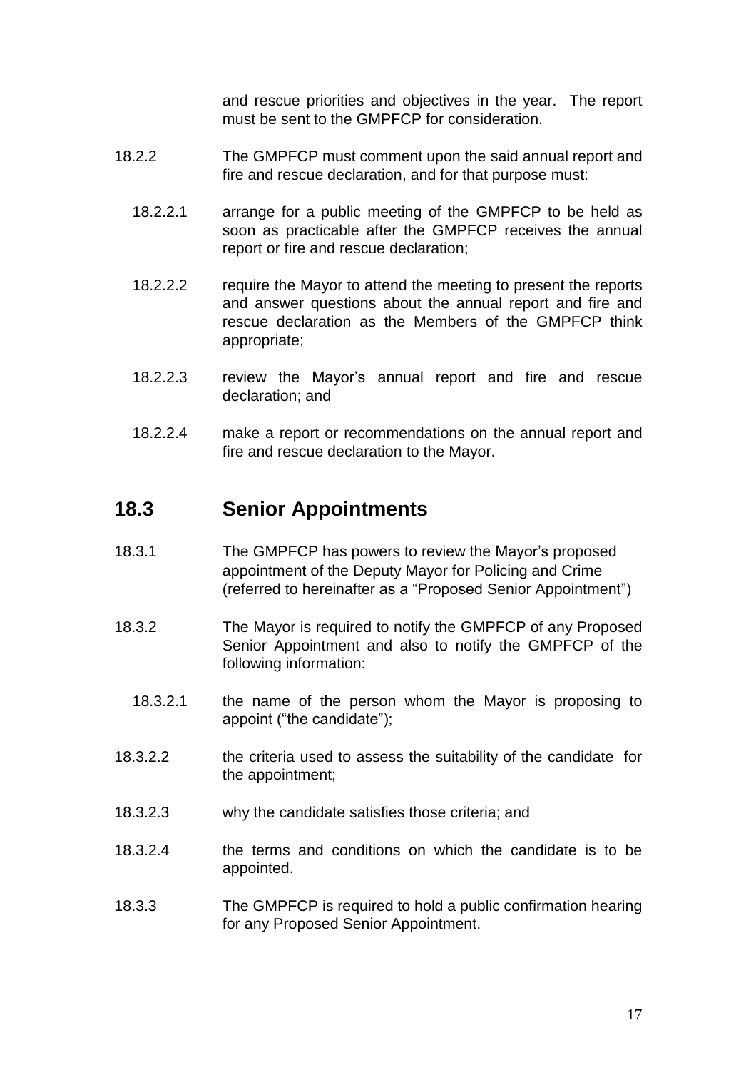and rescue priorities and objectives in the year. The report must be sent to the GMPFCP for consideration.

18.2.2 The GMPFCP must comment upon the said annual report and fire and rescue declaration, and for that purpose must:

18.2.2.1 arrange for a public meeting of the GMPFCP to be held as soon as practicable after the GMPFCP receives the annual report or fire and rescue declaration;

18.2.2.2 require the Mayor to attend the meeting to present the reports and answer questions about the annual report and fire and rescue declaration as the Members of the GMPFCP think appropriate;

18.2.2.3 review the Mayor's annual report and fire and rescue declaration; and

18.2.2.4 make a report or recommendations on the annual report and fire and rescue declaration to the Mayor.

## 18.3 Senior Appointments

18.3.1 The GMPFCP has powers to review the Mayor's proposed appointment of the Deputy Mayor for Policing and Crime (referred to hereinafter as a "Proposed Senior Appointment")

18.3.2 The Mayor is required to notify the GMPFCP of any Proposed Senior Appointment and also to notify the GMPFCP of the following information:

18.3.2.1 the name of the person whom the Mayor is proposing to appoint ("the candidate");

18.3.2.2 the criteria used to assess the suitability of the candidate for the appointment;

18.3.2.3 why the candidate satisfies those criteria; and

18.3.2.4 the terms and conditions on which the candidate is to be appointed.

18.3.3 The GMPFCP is required to hold a public confirmation hearing for any Proposed Senior Appointment.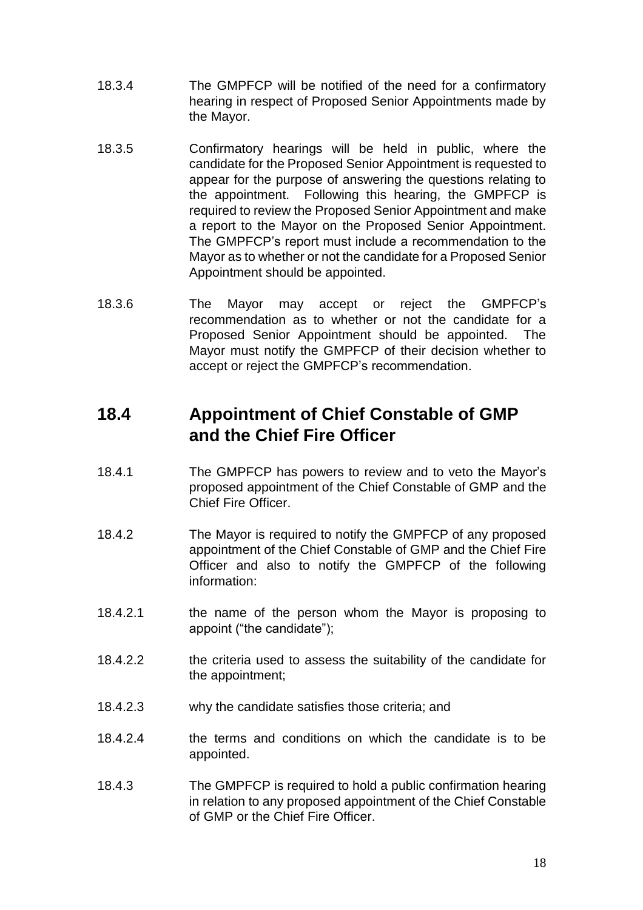18.3.4 The GMPFCP will be notified of the need for a confirmatory hearing in respect of Proposed Senior Appointments made by the Mayor.

18.3.5 Confirmatory hearings will be held in public, where the candidate for the Proposed Senior Appointment is requested to appear for the purpose of answering the questions relating to the appointment. Following this hearing, the GMPFCP is required to review the Proposed Senior Appointment and make a report to the Mayor on the Proposed Senior Appointment. The GMPFCP's report must include a recommendation to the Mayor as to whether or not the candidate for a Proposed Senior Appointment should be appointed.

18.3.6 The Mayor may accept or reject the GMPFCP's recommendation as to whether or not the candidate for a Proposed Senior Appointment should be appointed. The Mayor must notify the GMPFCP of their decision whether to accept or reject the GMPFCP's recommendation.

## 18.4 Appointment of Chief Constable of GMP and the Chief Fire Officer

18.4.1 The GMPFCP has powers to review and to veto the Mayor's proposed appointment of the Chief Constable of GMP and the Chief Fire Officer.

18.4.2 The Mayor is required to notify the GMPFCP of any proposed appointment of the Chief Constable of GMP and the Chief Fire Officer and also to notify the GMPFCP of the following information:

18.4.2.1 the name of the person whom the Mayor is proposing to appoint ("the candidate");

18.4.2.2 the criteria used to assess the suitability of the candidate for the appointment;

18.4.2.3 why the candidate satisfies those criteria; and

18.4.2.4 the terms and conditions on which the candidate is to be appointed.

18.4.3 The GMPFCP is required to hold a public confirmation hearing in relation to any proposed appointment of the Chief Constable of GMP or the Chief Fire Officer.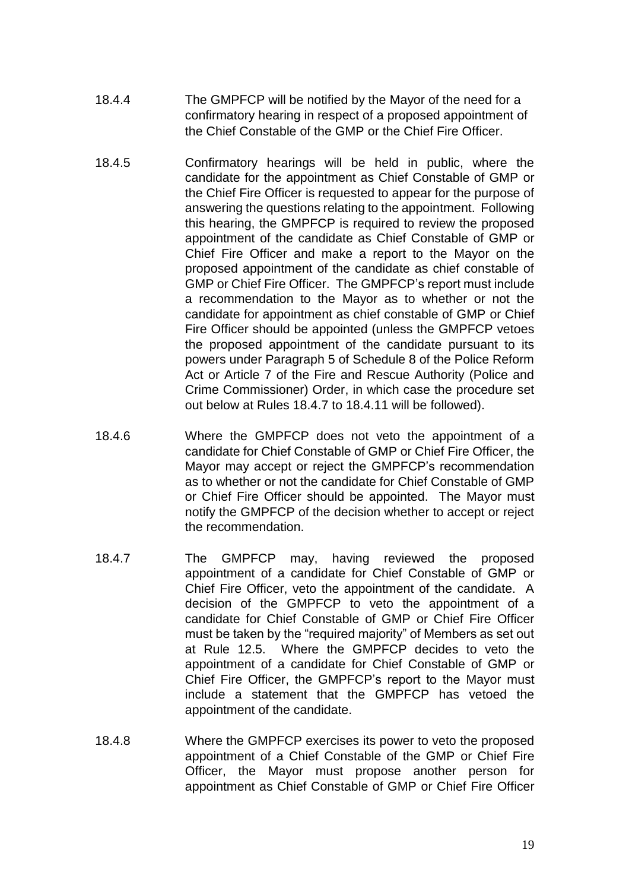18.4.4 The GMPFCP will be notified by the Mayor of the need for a confirmatory hearing in respect of a proposed appointment of the Chief Constable of the GMP or the Chief Fire Officer.

18.4.5 Confirmatory hearings will be held in public, where the candidate for the appointment as Chief Constable of GMP or the Chief Fire Officer is requested to appear for the purpose of answering the questions relating to the appointment. Following this hearing, the GMPFCP is required to review the proposed appointment of the candidate as Chief Constable of GMP or Chief Fire Officer and make a report to the Mayor on the proposed appointment of the candidate as chief constable of GMP or Chief Fire Officer. The GMPFCP's report must include a recommendation to the Mayor as to whether or not the candidate for appointment as chief constable of GMP or Chief Fire Officer should be appointed (unless the GMPFCP vetoes the proposed appointment of the candidate pursuant to its powers under Paragraph 5 of Schedule 8 of the Police Reform Act or Article 7 of the Fire and Rescue Authority (Police and Crime Commissioner) Order, in which case the procedure set out below at Rules 18.4.7 to 18.4.11 will be followed).

18.4.6 Where the GMPFCP does not veto the appointment of a candidate for Chief Constable of GMP or Chief Fire Officer, the Mayor may accept or reject the GMPFCP's recommendation as to whether or not the candidate for Chief Constable of GMP or Chief Fire Officer should be appointed. The Mayor must notify the GMPFCP of the decision whether to accept or reject the recommendation.

18.4.7 The GMPFCP may, having reviewed the proposed appointment of a candidate for Chief Constable of GMP or Chief Fire Officer, veto the appointment of the candidate. A decision of the GMPFCP to veto the appointment of a candidate for Chief Constable of GMP or Chief Fire Officer must be taken by the "required majority" of Members as set out at Rule 12.5. Where the GMPFCP decides to veto the appointment of a candidate for Chief Constable of GMP or Chief Fire Officer, the GMPFCP's report to the Mayor must include a statement that the GMPFCP has vetoed the appointment of the candidate.

18.4.8 Where the GMPFCP exercises its power to veto the proposed appointment of a Chief Constable of the GMP or Chief Fire Officer, the Mayor must propose another person for appointment as Chief Constable of GMP or Chief Fire Officer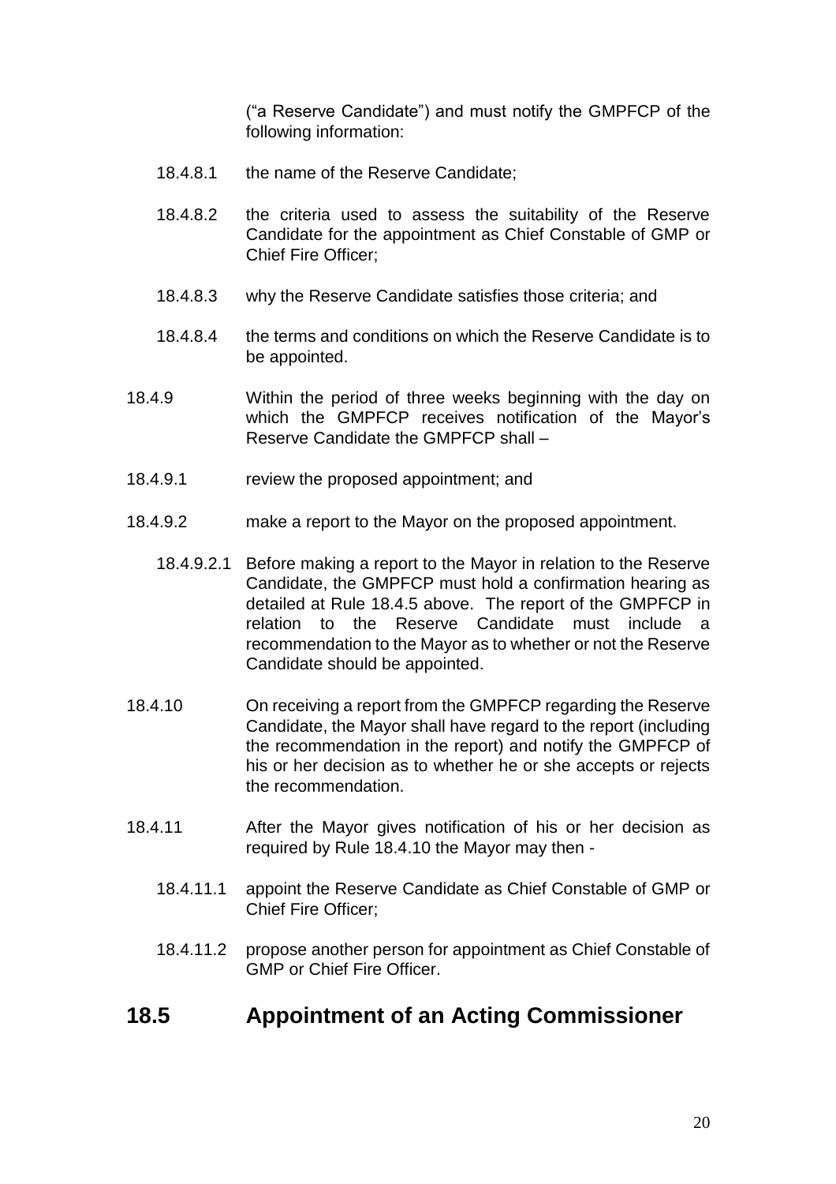("a Reserve Candidate") and must notify the GMPFCP of the following information:

18.4.8.1 the name of the Reserve Candidate;

18.4.8.2 the criteria used to assess the suitability of the Reserve Candidate for the appointment as Chief Constable of GMP or Chief Fire Officer;

18.4.8.3 why the Reserve Candidate satisfies those criteria; and

18.4.8.4 the terms and conditions on which the Reserve Candidate is to be appointed.

18.4.9 Within the period of three weeks beginning with the day on which the GMPFCP receives notification of the Mayor's Reserve Candidate the GMPFCP shall –

18.4.9.1 review the proposed appointment; and

18.4.9.2 make a report to the Mayor on the proposed appointment.

18.4.9.2.1 Before making a report to the Mayor in relation to the Reserve Candidate, the GMPFCP must hold a confirmation hearing as detailed at Rule 18.4.5 above. The report of the GMPFCP in relation to the Reserve Candidate must include a recommendation to the Mayor as to whether or not the Reserve Candidate should be appointed.

18.4.10 On receiving a report from the GMPFCP regarding the Reserve Candidate, the Mayor shall have regard to the report (including the recommendation in the report) and notify the GMPFCP of his or her decision as to whether he or she accepts or rejects the recommendation.

18.4.11 After the Mayor gives notification of his or her decision as required by Rule 18.4.10 the Mayor may then -

18.4.11.1 appoint the Reserve Candidate as Chief Constable of GMP or Chief Fire Officer;

18.4.11.2 propose another person for appointment as Chief Constable of GMP or Chief Fire Officer.

## 18.5 Appointment of an Acting Commissioner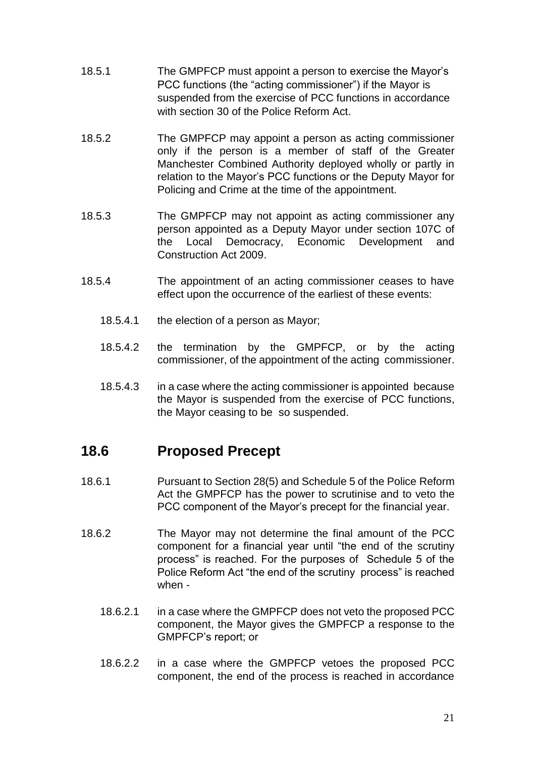18.5.1 The GMPFCP must appoint a person to exercise the Mayor's PCC functions (the "acting commissioner") if the Mayor is suspended from the exercise of PCC functions in accordance with section 30 of the Police Reform Act.

18.5.2 The GMPFCP may appoint a person as acting commissioner only if the person is a member of staff of the Greater Manchester Combined Authority deployed wholly or partly in relation to the Mayor's PCC functions or the Deputy Mayor for Policing and Crime at the time of the appointment.

18.5.3 The GMPFCP may not appoint as acting commissioner any person appointed as a Deputy Mayor under section 107C of the Local Democracy, Economic Development and Construction Act 2009.

18.5.4 The appointment of an acting commissioner ceases to have effect upon the occurrence of the earliest of these events:

- 18.5.4.1 the election of a person as Mayor;
- 18.5.4.2 the termination by the GMPFCP, or by the acting commissioner, of the appointment of the acting commissioner.
- 18.5.4.3 in a case where the acting commissioner is appointed because the Mayor is suspended from the exercise of PCC functions, the Mayor ceasing to be so suspended.

## 18.6 Proposed Precept

18.6.1 Pursuant to Section 28(5) and Schedule 5 of the Police Reform Act the GMPFCP has the power to scrutinise and to veto the PCC component of the Mayor's precept for the financial year.

18.6.2 The Mayor may not determine the final amount of the PCC component for a financial year until "the end of the scrutiny process" is reached. For the purposes of Schedule 5 of the Police Reform Act "the end of the scrutiny process" is reached when -

- 18.6.2.1 in a case where the GMPFCP does not veto the proposed PCC component, the Mayor gives the GMPFCP a response to the GMPFCP's report; or
- 18.6.2.2 in a case where the GMPFCP vetoes the proposed PCC component, the end of the process is reached in accordance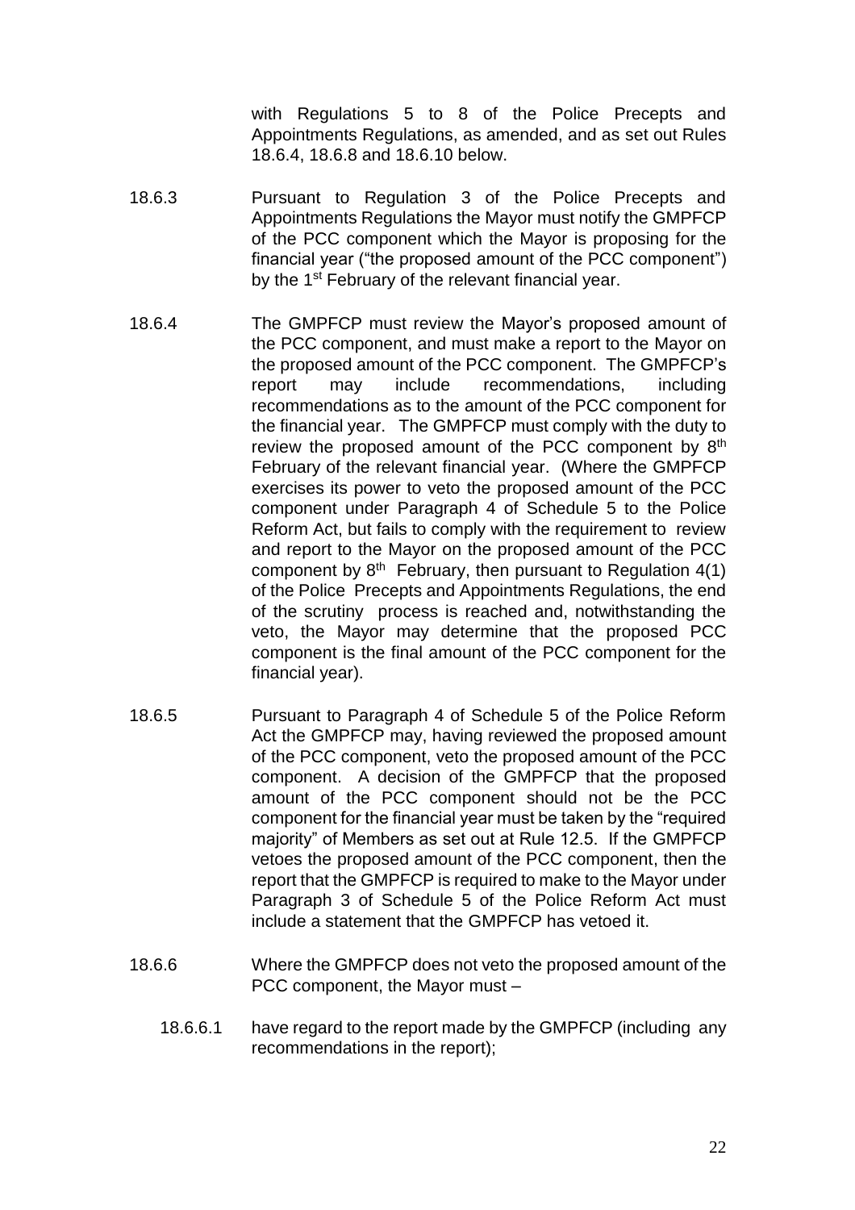with Regulations 5 to 8 of the Police Precepts and Appointments Regulations, as amended, and as set out Rules 18.6.4, 18.6.8 and 18.6.10 below.

18.6.3 Pursuant to Regulation 3 of the Police Precepts and Appointments Regulations the Mayor must notify the GMPFCP of the PCC component which the Mayor is proposing for the financial year ("the proposed amount of the PCC component") by the 1st February of the relevant financial year.

18.6.4 The GMPFCP must review the Mayor's proposed amount of the PCC component, and must make a report to the Mayor on the proposed amount of the PCC component. The GMPFCP's report may include recommendations, including recommendations as to the amount of the PCC component for the financial year. The GMPFCP must comply with the duty to review the proposed amount of the PCC component by 8th February of the relevant financial year. (Where the GMPFCP exercises its power to veto the proposed amount of the PCC component under Paragraph 4 of Schedule 5 to the Police Reform Act, but fails to comply with the requirement to review and report to the Mayor on the proposed amount of the PCC component by 8th February, then pursuant to Regulation 4(1) of the Police Precepts and Appointments Regulations, the end of the scrutiny process is reached and, notwithstanding the veto, the Mayor may determine that the proposed PCC component is the final amount of the PCC component for the financial year).

18.6.5 Pursuant to Paragraph 4 of Schedule 5 of the Police Reform Act the GMPFCP may, having reviewed the proposed amount of the PCC component, veto the proposed amount of the PCC component. A decision of the GMPFCP that the proposed amount of the PCC component should not be the PCC component for the financial year must be taken by the "required majority" of Members as set out at Rule 12.5. If the GMPFCP vetoes the proposed amount of the PCC component, then the report that the GMPFCP is required to make to the Mayor under Paragraph 3 of Schedule 5 of the Police Reform Act must include a statement that the GMPFCP has vetoed it.

18.6.6 Where the GMPFCP does not veto the proposed amount of the PCC component, the Mayor must –

18.6.6.1 have regard to the report made by the GMPFCP (including any recommendations in the report);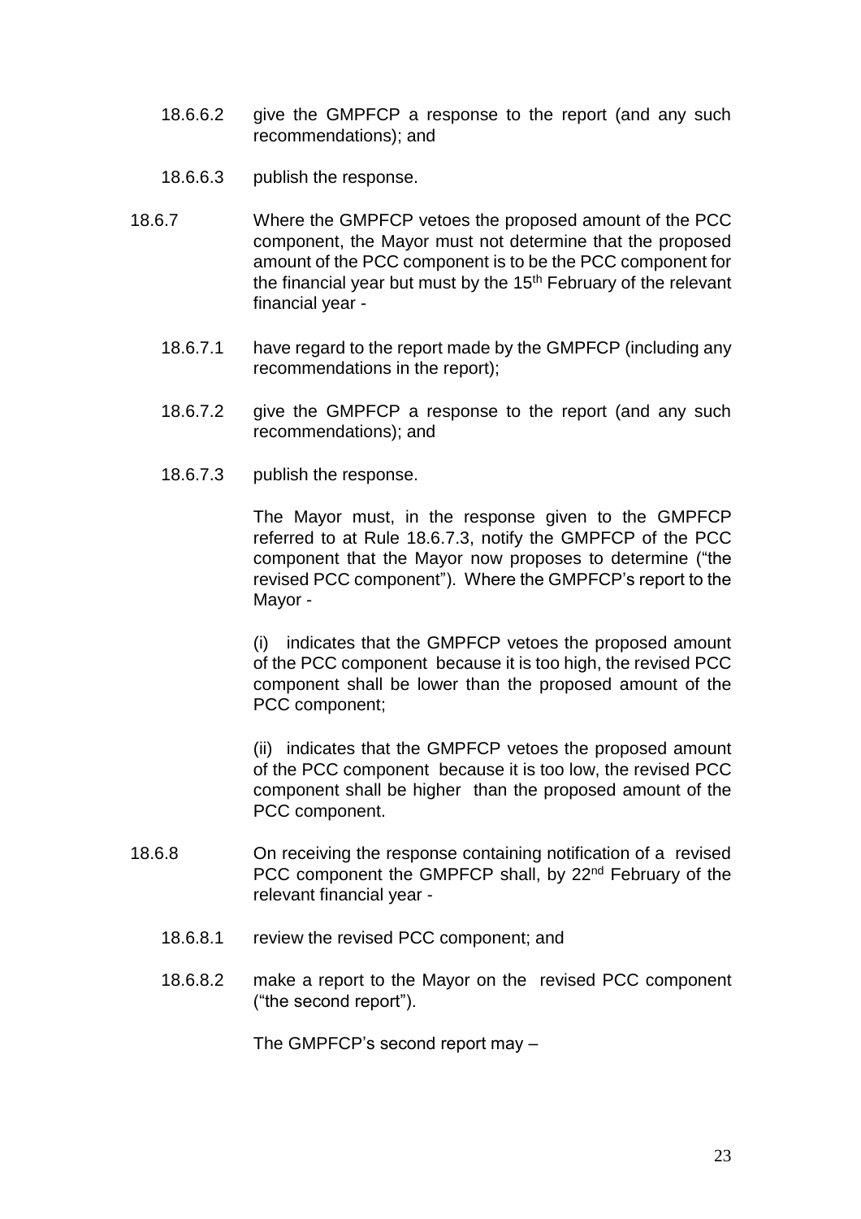18.6.6.2 give the GMPFCP a response to the report (and any such recommendations); and

18.6.6.3 publish the response.

18.6.7 Where the GMPFCP vetoes the proposed amount of the PCC component, the Mayor must not determine that the proposed amount of the PCC component is to be the PCC component for the financial year but must by the 15th February of the relevant financial year -

18.6.7.1 have regard to the report made by the GMPFCP (including any recommendations in the report);

18.6.7.2 give the GMPFCP a response to the report (and any such recommendations); and

18.6.7.3 publish the response.

The Mayor must, in the response given to the GMPFCP referred to at Rule 18.6.7.3, notify the GMPFCP of the PCC component that the Mayor now proposes to determine ("the revised PCC component"). Where the GMPFCP's report to the Mayor -

(i) indicates that the GMPFCP vetoes the proposed amount of the PCC component because it is too high, the revised PCC component shall be lower than the proposed amount of the PCC component;

(ii) indicates that the GMPFCP vetoes the proposed amount of the PCC component because it is too low, the revised PCC component shall be higher than the proposed amount of the PCC component.

18.6.8 On receiving the response containing notification of a revised PCC component the GMPFCP shall, by 22nd February of the relevant financial year -

18.6.8.1 review the revised PCC component; and

18.6.8.2 make a report to the Mayor on the revised PCC component ("the second report").

The GMPFCP's second report may –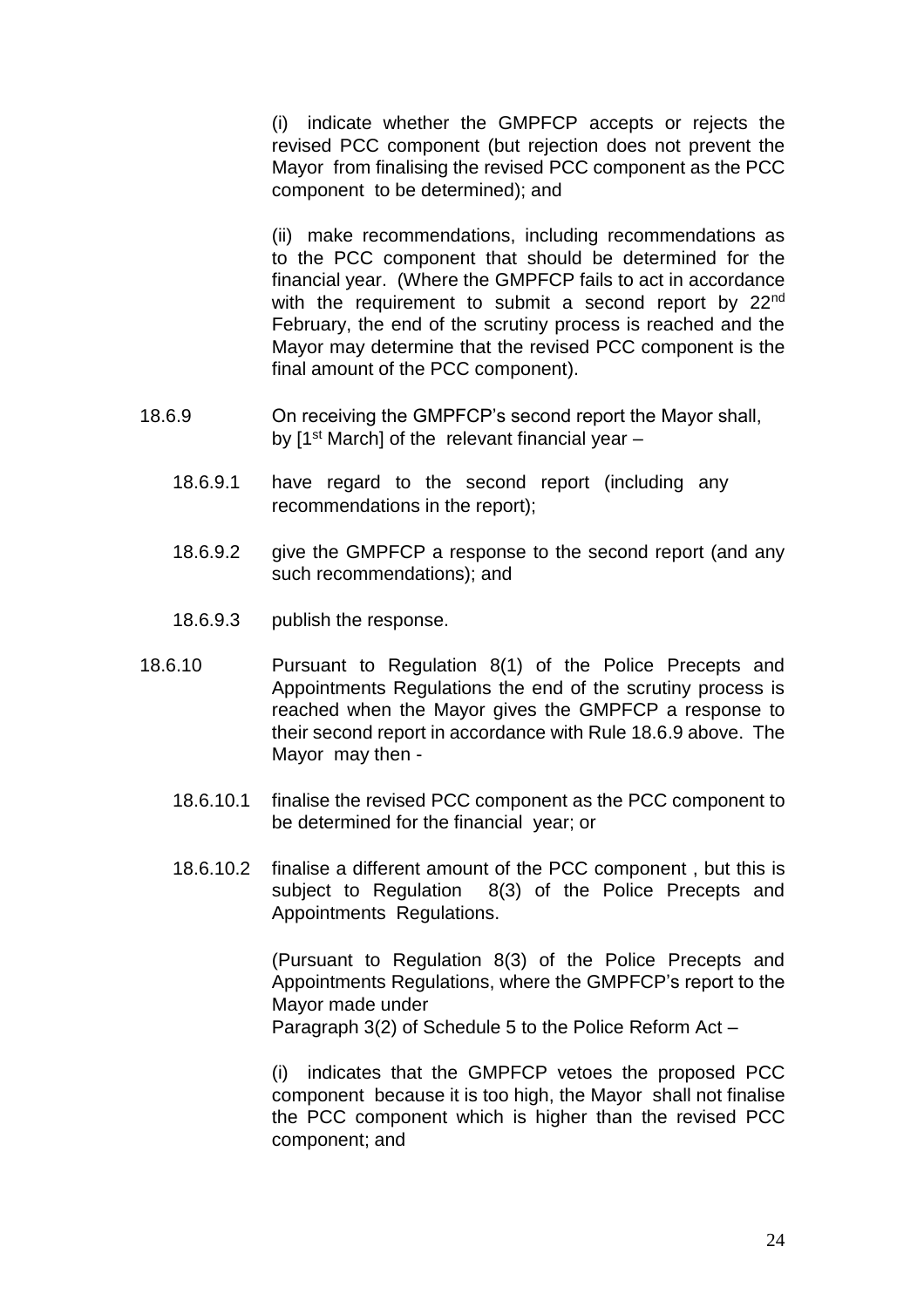(i) indicate whether the GMPFCP accepts or rejects the revised PCC component (but rejection does not prevent the Mayor from finalising the revised PCC component as the PCC component to be determined); and

(ii) make recommendations, including recommendations as to the PCC component that should be determined for the financial year. (Where the GMPFCP fails to act in accordance with the requirement to submit a second report by 22nd February, the end of the scrutiny process is reached and the Mayor may determine that the revised PCC component is the final amount of the PCC component).

18.6.9 On receiving the GMPFCP's second report the Mayor shall, by [1st March] of the relevant financial year –

- 18.6.9.1 have regard to the second report (including any recommendations in the report);
- 18.6.9.2 give the GMPFCP a response to the second report (and any such recommendations); and
- 18.6.9.3 publish the response.

18.6.10 Pursuant to Regulation 8(1) of the Police Precepts and Appointments Regulations the end of the scrutiny process is reached when the Mayor gives the GMPFCP a response to their second report in accordance with Rule 18.6.9 above. The Mayor may then -

- 18.6.10.1 finalise the revised PCC component as the PCC component to be determined for the financial year; or
- 18.6.10.2 finalise a different amount of the PCC component , but this is subject to Regulation 8(3) of the Police Precepts and Appointments Regulations.

(Pursuant to Regulation 8(3) of the Police Precepts and Appointments Regulations, where the GMPFCP's report to the Mayor made under
Paragraph 3(2) of Schedule 5 to the Police Reform Act –

(i) indicates that the GMPFCP vetoes the proposed PCC component because it is too high, the Mayor shall not finalise the PCC component which is higher than the revised PCC component; and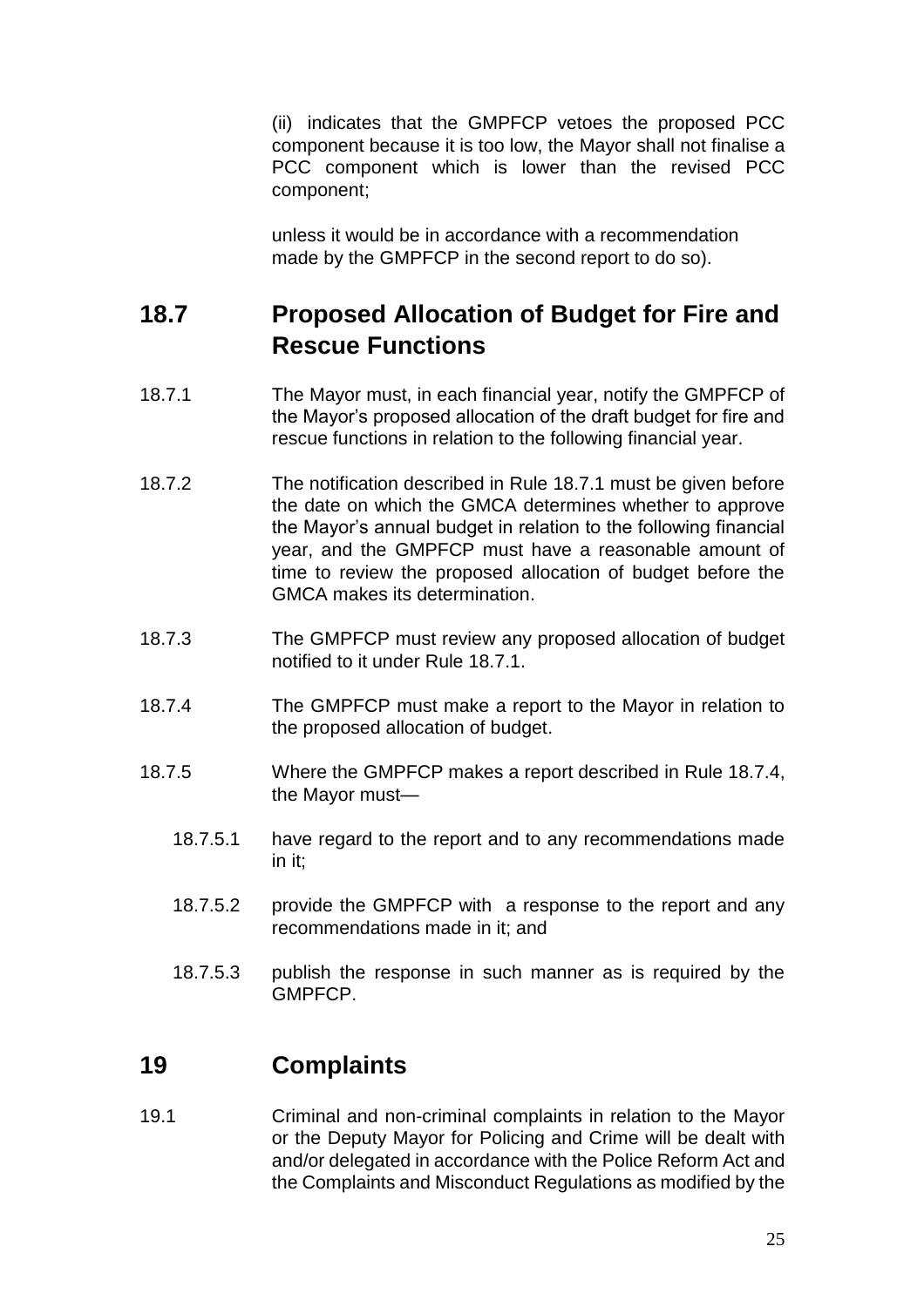(ii) indicates that the GMPFCP vetoes the proposed PCC component because it is too low, the Mayor shall not finalise a PCC component which is lower than the revised PCC component;

unless it would be in accordance with a recommendation made by the GMPFCP in the second report to do so).

## 18.7 Proposed Allocation of Budget for Fire and Rescue Functions

18.7.1 The Mayor must, in each financial year, notify the GMPFCP of the Mayor's proposed allocation of the draft budget for fire and rescue functions in relation to the following financial year.

18.7.2 The notification described in Rule 18.7.1 must be given before the date on which the GMCA determines whether to approve the Mayor's annual budget in relation to the following financial year, and the GMPFCP must have a reasonable amount of time to review the proposed allocation of budget before the GMCA makes its determination.

18.7.3 The GMPFCP must review any proposed allocation of budget notified to it under Rule 18.7.1.

18.7.4 The GMPFCP must make a report to the Mayor in relation to the proposed allocation of budget.

18.7.5 Where the GMPFCP makes a report described in Rule 18.7.4, the Mayor must—

18.7.5.1 have regard to the report and to any recommendations made in it;

18.7.5.2 provide the GMPFCP with a response to the report and any recommendations made in it; and

18.7.5.3 publish the response in such manner as is required by the GMPFCP.

## 19 Complaints

19.1 Criminal and non-criminal complaints in relation to the Mayor or the Deputy Mayor for Policing and Crime will be dealt with and/or delegated in accordance with the Police Reform Act and the Complaints and Misconduct Regulations as modified by the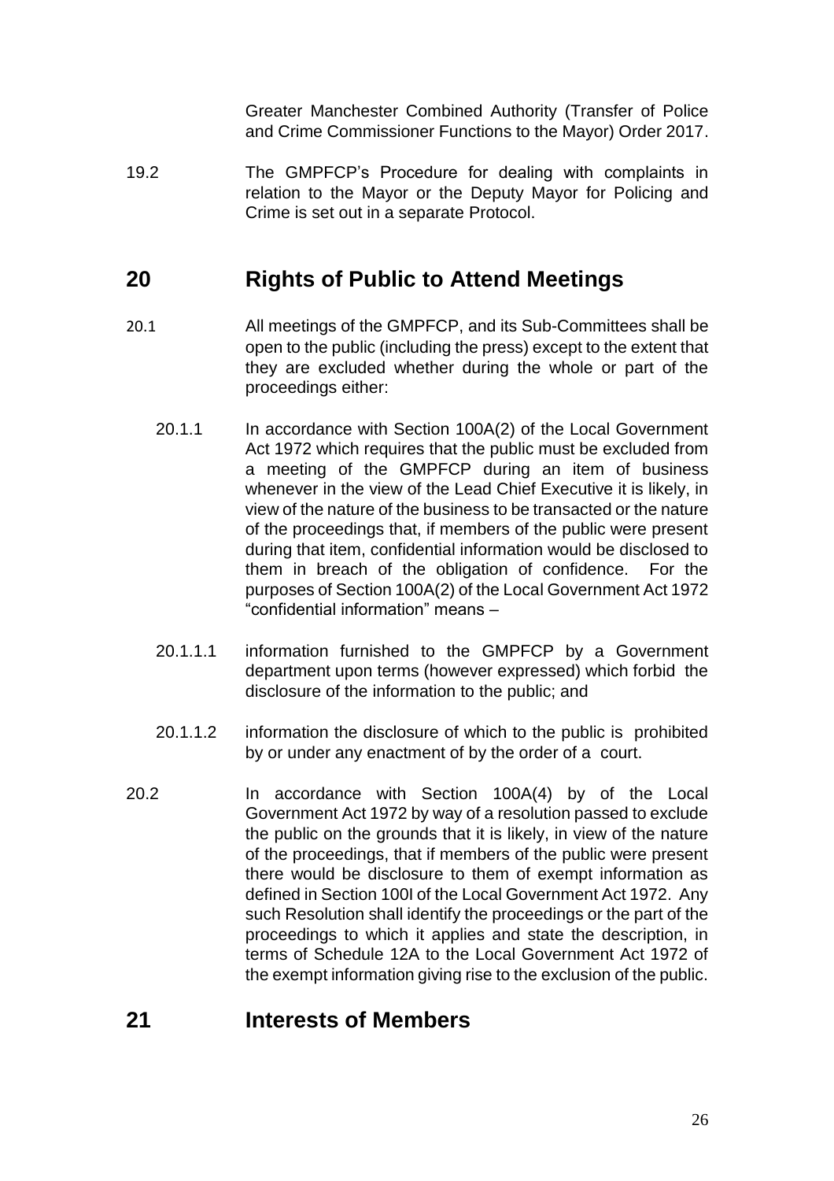Greater Manchester Combined Authority (Transfer of Police and Crime Commissioner Functions to the Mayor) Order 2017.

19.2 The GMPFCP's Procedure for dealing with complaints in relation to the Mayor or the Deputy Mayor for Policing and Crime is set out in a separate Protocol.

## 20 Rights of Public to Attend Meetings

20.1 All meetings of the GMPFCP, and its Sub-Committees shall be open to the public (including the press) except to the extent that they are excluded whether during the whole or part of the proceedings either:

20.1.1 In accordance with Section 100A(2) of the Local Government Act 1972 which requires that the public must be excluded from a meeting of the GMPFCP during an item of business whenever in the view of the Lead Chief Executive it is likely, in view of the nature of the business to be transacted or the nature of the proceedings that, if members of the public were present during that item, confidential information would be disclosed to them in breach of the obligation of confidence. For the purposes of Section 100A(2) of the Local Government Act 1972 "confidential information" means –

20.1.1.1 information furnished to the GMPFCP by a Government department upon terms (however expressed) which forbid the disclosure of the information to the public; and

20.1.1.2 information the disclosure of which to the public is prohibited by or under any enactment of by the order of a court.

20.2 In accordance with Section 100A(4) by of the Local Government Act 1972 by way of a resolution passed to exclude the public on the grounds that it is likely, in view of the nature of the proceedings, that if members of the public were present there would be disclosure to them of exempt information as defined in Section 100I of the Local Government Act 1972. Any such Resolution shall identify the proceedings or the part of the proceedings to which it applies and state the description, in terms of Schedule 12A to the Local Government Act 1972 of the exempt information giving rise to the exclusion of the public.

## 21 Interests of Members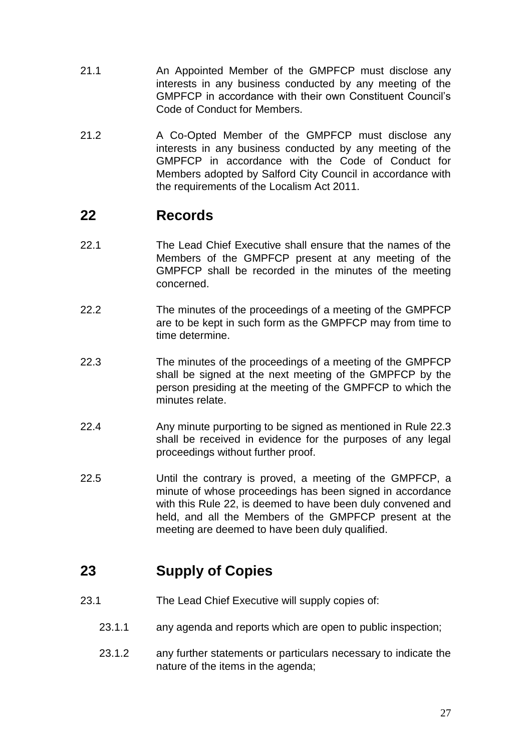21.1 An Appointed Member of the GMPFCP must disclose any interests in any business conducted by any meeting of the GMPFCP in accordance with their own Constituent Council's Code of Conduct for Members.

21.2 A Co-Opted Member of the GMPFCP must disclose any interests in any business conducted by any meeting of the GMPFCP in accordance with the Code of Conduct for Members adopted by Salford City Council in accordance with the requirements of the Localism Act 2011.

## 22 Records

22.1 The Lead Chief Executive shall ensure that the names of the Members of the GMPFCP present at any meeting of the GMPFCP shall be recorded in the minutes of the meeting concerned.

22.2 The minutes of the proceedings of a meeting of the GMPFCP are to be kept in such form as the GMPFCP may from time to time determine.

22.3 The minutes of the proceedings of a meeting of the GMPFCP shall be signed at the next meeting of the GMPFCP by the person presiding at the meeting of the GMPFCP to which the minutes relate.

22.4 Any minute purporting to be signed as mentioned in Rule 22.3 shall be received in evidence for the purposes of any legal proceedings without further proof.

22.5 Until the contrary is proved, a meeting of the GMPFCP, a minute of whose proceedings has been signed in accordance with this Rule 22, is deemed to have been duly convened and held, and all the Members of the GMPFCP present at the meeting are deemed to have been duly qualified.

## 23 Supply of Copies

23.1 The Lead Chief Executive will supply copies of:

23.1.1 any agenda and reports which are open to public inspection;

23.1.2 any further statements or particulars necessary to indicate the nature of the items in the agenda;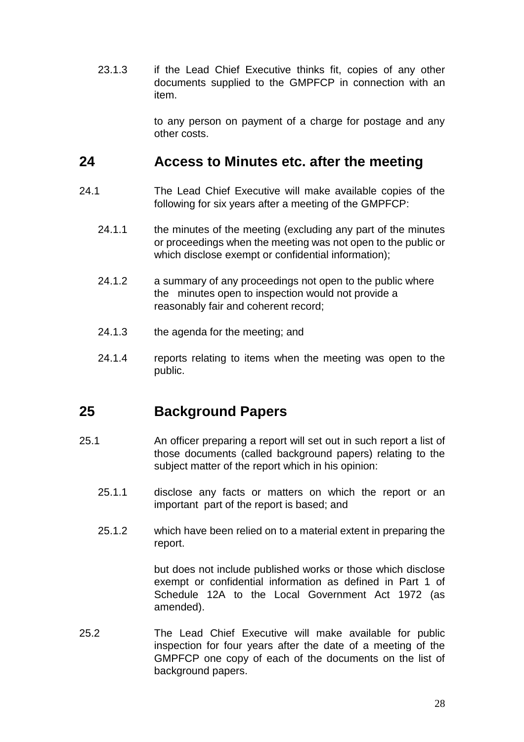23.1.3 if the Lead Chief Executive thinks fit, copies of any other documents supplied to the GMPFCP in connection with an item.

to any person on payment of a charge for postage and any other costs.

## 24 Access to Minutes etc. after the meeting

24.1 The Lead Chief Executive will make available copies of the following for six years after a meeting of the GMPFCP:

24.1.1 the minutes of the meeting (excluding any part of the minutes or proceedings when the meeting was not open to the public or which disclose exempt or confidential information);

24.1.2 a summary of any proceedings not open to the public where the minutes open to inspection would not provide a reasonably fair and coherent record;

24.1.3 the agenda for the meeting; and

24.1.4 reports relating to items when the meeting was open to the public.

## 25 Background Papers

25.1 An officer preparing a report will set out in such report a list of those documents (called background papers) relating to the subject matter of the report which in his opinion:

25.1.1 disclose any facts or matters on which the report or an important part of the report is based; and

25.1.2 which have been relied on to a material extent in preparing the report.

but does not include published works or those which disclose exempt or confidential information as defined in Part 1 of Schedule 12A to the Local Government Act 1972 (as amended).

25.2 The Lead Chief Executive will make available for public inspection for four years after the date of a meeting of the GMPFCP one copy of each of the documents on the list of background papers.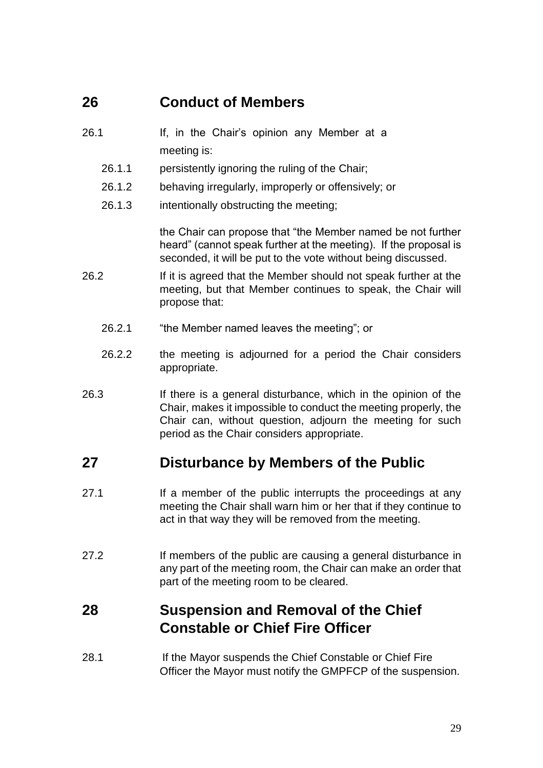## 26 Conduct of Members

26.1 If, in the Chair's opinion any Member at a meeting is:

26.1.1 persistently ignoring the ruling of the Chair;

26.1.2 behaving irregularly, improperly or offensively; or

26.1.3 intentionally obstructing the meeting;

the Chair can propose that "the Member named be not further heard" (cannot speak further at the meeting). If the proposal is seconded, it will be put to the vote without being discussed.

26.2 If it is agreed that the Member should not speak further at the meeting, but that Member continues to speak, the Chair will propose that:

26.2.1 "the Member named leaves the meeting"; or

26.2.2 the meeting is adjourned for a period the Chair considers appropriate.

26.3 If there is a general disturbance, which in the opinion of the Chair, makes it impossible to conduct the meeting properly, the Chair can, without question, adjourn the meeting for such period as the Chair considers appropriate.

## 27 Disturbance by Members of the Public

27.1 If a member of the public interrupts the proceedings at any meeting the Chair shall warn him or her that if they continue to act in that way they will be removed from the meeting.

27.2 If members of the public are causing a general disturbance in any part of the meeting room, the Chair can make an order that part of the meeting room to be cleared.

## 28 Suspension and Removal of the Chief Constable or Chief Fire Officer

28.1 If the Mayor suspends the Chief Constable or Chief Fire Officer the Mayor must notify the GMPFCP of the suspension.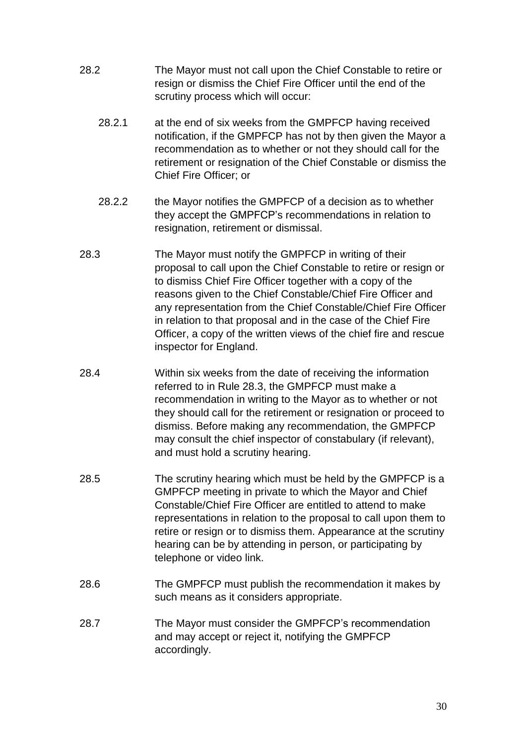28.2 The Mayor must not call upon the Chief Constable to retire or resign or dismiss the Chief Fire Officer until the end of the scrutiny process which will occur:

28.2.1 at the end of six weeks from the GMPFCP having received notification, if the GMPFCP has not by then given the Mayor a recommendation as to whether or not they should call for the retirement or resignation of the Chief Constable or dismiss the Chief Fire Officer; or

28.2.2 the Mayor notifies the GMPFCP of a decision as to whether they accept the GMPFCP's recommendations in relation to resignation, retirement or dismissal.

28.3 The Mayor must notify the GMPFCP in writing of their proposal to call upon the Chief Constable to retire or resign or to dismiss Chief Fire Officer together with a copy of the reasons given to the Chief Constable/Chief Fire Officer and any representation from the Chief Constable/Chief Fire Officer in relation to that proposal and in the case of the Chief Fire Officer, a copy of the written views of the chief fire and rescue inspector for England.

28.4 Within six weeks from the date of receiving the information referred to in Rule 28.3, the GMPFCP must make a recommendation in writing to the Mayor as to whether or not they should call for the retirement or resignation or proceed to dismiss. Before making any recommendation, the GMPFCP may consult the chief inspector of constabulary (if relevant), and must hold a scrutiny hearing.

28.5 The scrutiny hearing which must be held by the GMPFCP is a GMPFCP meeting in private to which the Mayor and Chief Constable/Chief Fire Officer are entitled to attend to make representations in relation to the proposal to call upon them to retire or resign or to dismiss them. Appearance at the scrutiny hearing can be by attending in person, or participating by telephone or video link.

28.6 The GMPFCP must publish the recommendation it makes by such means as it considers appropriate.

28.7 The Mayor must consider the GMPFCP's recommendation and may accept or reject it, notifying the GMPFCP accordingly.